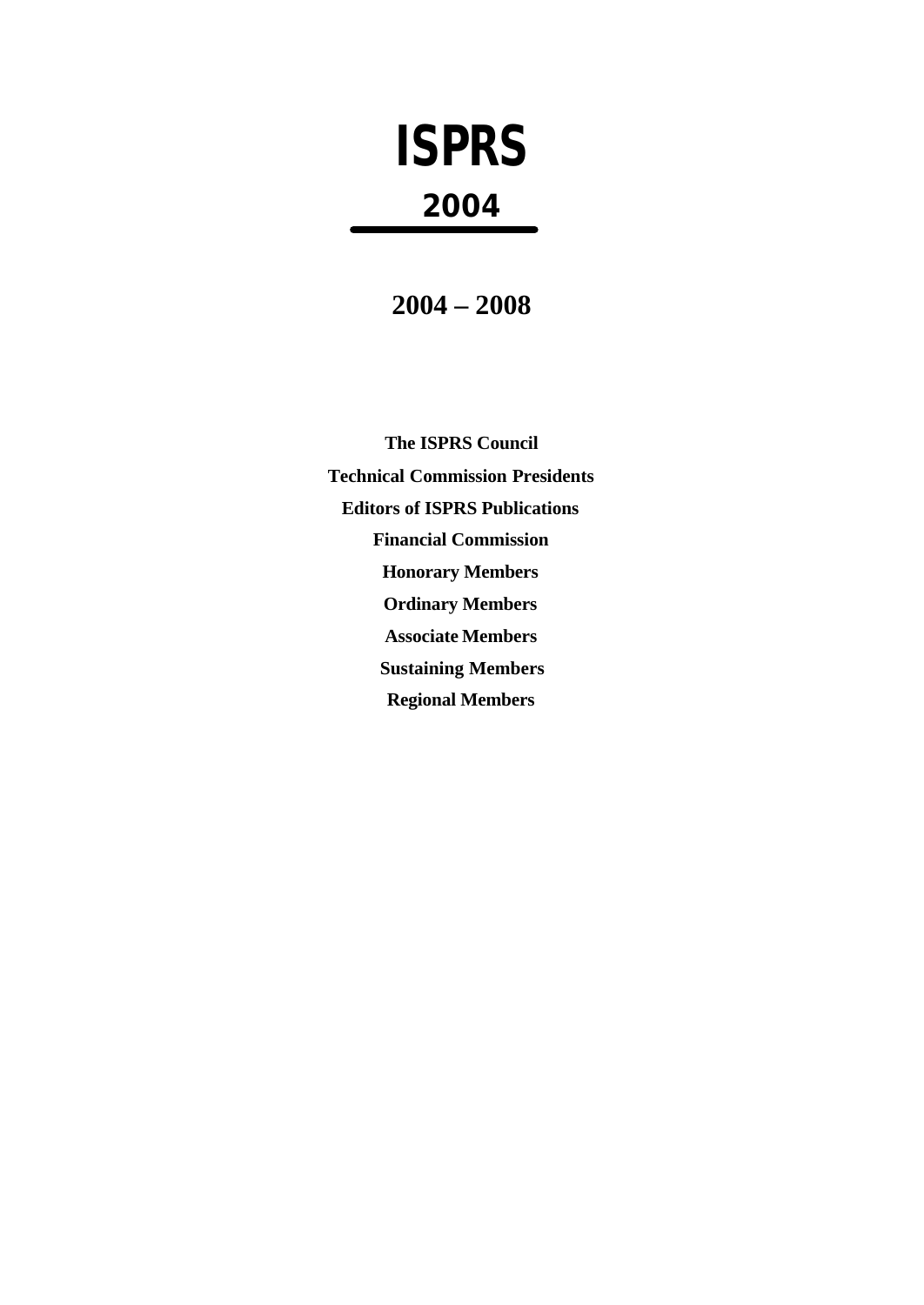# ISPRS

## 2004

## 2004 – 2008

**The ISPRS Council**

**Technical Commission Presidents**

**Editors of ISPRS Publications**

**Financial Commission**

**Honorary Members**

**Ordinary Members**

**Associate Members**

**Sustaining Members**

**Regional Members**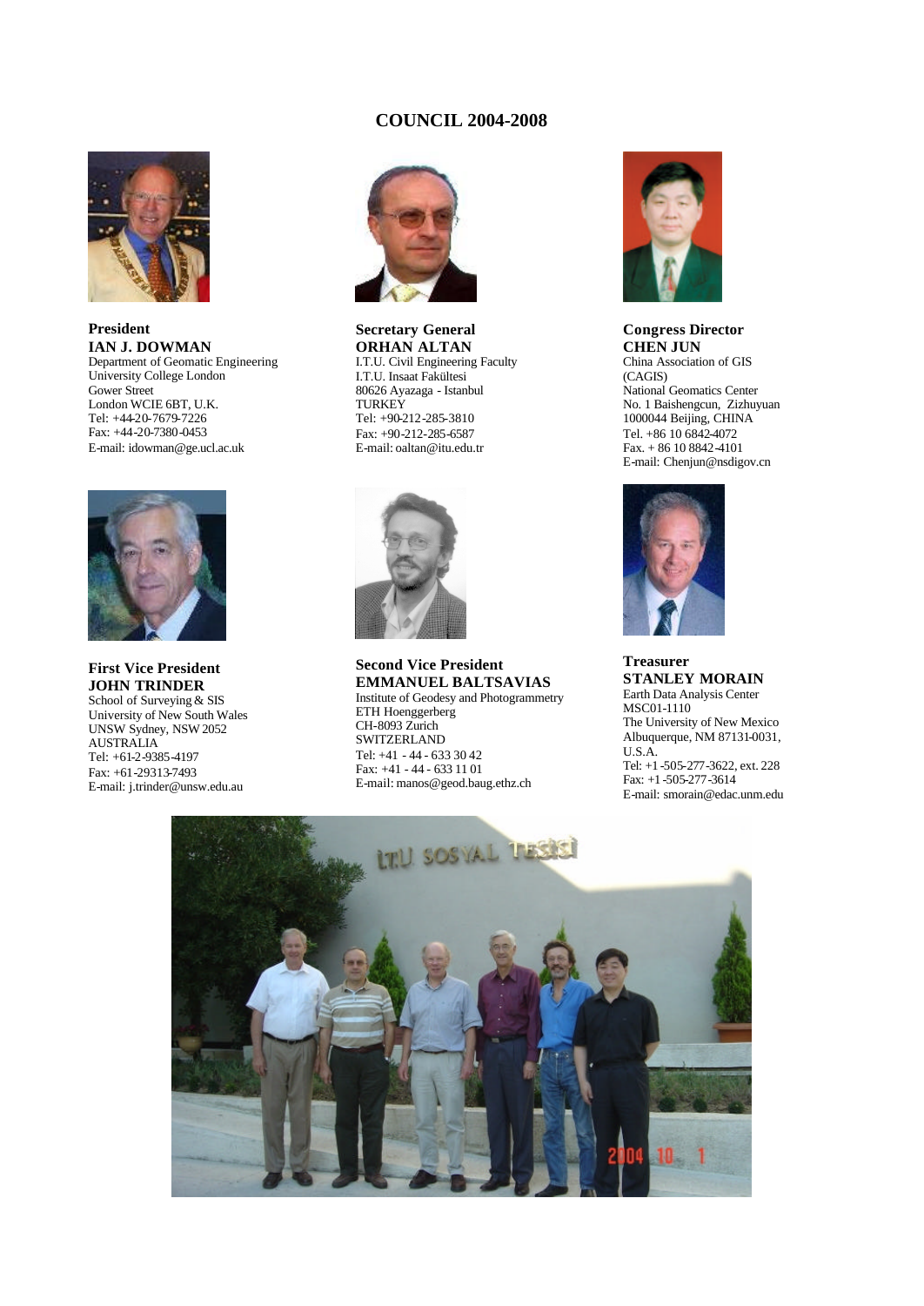# COUNCIL 2004-2008

**President**
**IAN J. DOWMAN**
Department of Geomatic Engineering
University College London
Gower Street
London WCIE 6BT, U.K.
Tel: +44-20-7679-7226
Fax: +44-20-7380-0453
E-mail: idowman@ge.ucl.ac.uk

**Secretary General**
**ORHAN ALTAN**
I.T.U. Civil Engineering Faculty
I.T.U. Insaat Fakültesi
80626 Ayazaga - Istanbul
TURKEY
Tel: +90-212-285-3810
Fax: +90-212-285-6587
E-mail: oaltan@itu.edu.tr

**Congress Director**
**CHEN JUN**
China Association of GIS
(CAGIS)
National Geomatics Center
No. 1 Baishengcun, Zizhuyuan
1000044 Beijing, CHINA
Tel. +86 10 6842-4072
Fax. + 86 10 8842-4101
E-mail: Chenjun@nsdigov.cn

**First Vice President**
**JOHN TRINDER**
School of Surveying & SIS
University of New South Wales
UNSW Sydney, NSW 2052
AUSTRALIA
Tel: +61-2-9385-4197
Fax: +61-29313-7493
E-mail: j.trinder@unsw.edu.au

**Second Vice President**
**EMMANUEL BALTSAVIAS**
Institute of Geodesy and Photogrammetry
ETH Hoenggerberg
CH-8093 Zurich
SWITZERLAND
Tel: +41 - 44 - 633 30 42
Fax: +41 - 44 - 633 11 01
E-mail: manos@geod.baug.ethz.ch

**Treasurer**
**STANLEY MORAIN**
Earth Data Analysis Center
MSC01-1110
The University of New Mexico
Albuquerque, NM 87131-0031,
U.S.A.
Tel: +1-505-277-3622, ext. 228
Fax: +1-505-277-3614
E-mail: smorain@edac.unm.edu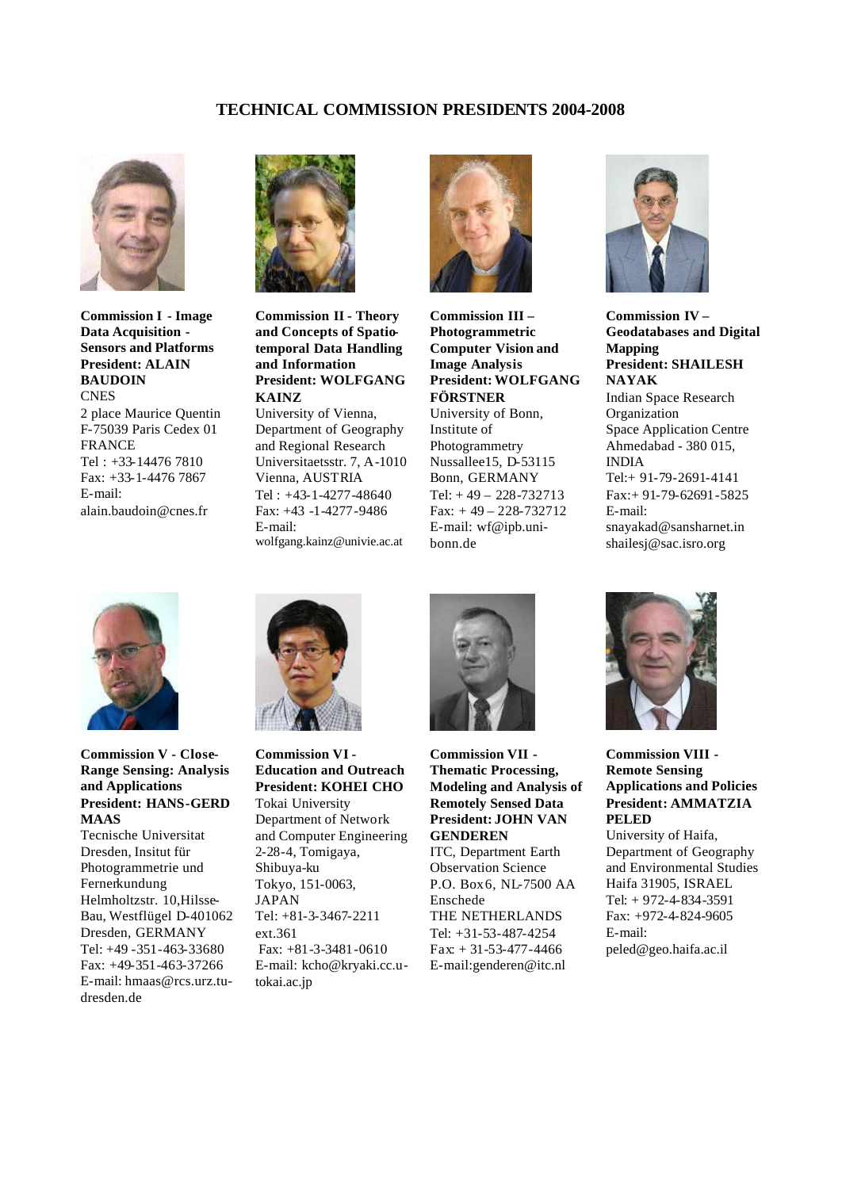# TECHNICAL COMMISSION PRESIDENTS 2004-2008

**Commission I - Image Data Acquisition - Sensors and Platforms**
**President: ALAIN BAUDOIN**
CNES
2 place Maurice Quentin
F-75039 Paris Cedex 01
FRANCE
Tel : +33-14476 7810
Fax: +33-1-4476 7867
E-mail:
alain.baudoin@cnes.fr

**Commission II - Theory and Concepts of Spatio-temporal Data Handling and Information**
**President: WOLFGANG KAINZ**
University of Vienna, Department of Geography and Regional Research
Universitaetsstr. 7, A-1010 Vienna, AUSTRIA
Tel : +43-1-4277-48640
Fax: +43 -1-4277-9486
E-mail:
wolfgang.kainz@univie.ac.at

**Commission III – Photogrammetric Computer Vision and Image Analysis**
**President: WOLFGANG FÖRSTNER**
University of Bonn, Institute of Photogrammetry
Nussallee15, D-53115 Bonn, GERMANY
Tel: + 49 – 228-732713
Fax: + 49 – 228-732712
E-mail: wf@ipb.uni-bonn.de

**Commission IV – Geodatabases and Digital Mapping**
**President: SHAILESH NAYAK**
Indian Space Research Organization
Space Application Centre
Ahmedabad - 380 015, INDIA
Tel:+ 91-79-2691-4141
Fax:+ 91-79-62691-5825
E-mail:
snayakad@sansharnet.in
shailesj@sac.isro.org

**Commission V - Close-Range Sensing: Analysis and Applications**
**President: HANS-GERD MAAS**
Tecnische Universitat Dresden, Insitut für Photogrammetrie und Fernerkundung
Helmholtzstr. 10,Hilsse-Bau, Westflügel D-401062 Dresden, GERMANY
Tel: +49 -351-463-33680
Fax: +49-351-463-37266
E-mail: hmaas@rcs.urz.tu-dresden.de

**Commission VI - Education and Outreach**
**President: KOHEI CHO**
Tokai University
Department of Network and Computer Engineering
2-28-4, Tomigaya, Shibuya-ku
Tokyo, 151-0063, JAPAN
Tel: +81-3-3467-2211 ext.361
Fax: +81-3-3481-0610
E-mail: kcho@kryaki.cc.u-tokai.ac.jp

**Commission VII - Thematic Processing, Modeling and Analysis of Remotely Sensed Data**
**President: JOHN VAN GENDEREN**
ITC, Department Earth Observation Science
P.O. Box6, NL-7500 AA Enschede
THE NETHERLANDS
Tel: +31-53-487-4254
Fax: + 31-53-477-4466
E-mail:genderen@itc.nl

**Commission VIII - Remote Sensing Applications and Policies**
**President: AMMATZIA PELED**
University of Haifa, Department of Geography and Environmental Studies
Haifa 31905, ISRAEL
Tel: + 972-4-834-3591
Fax: +972-4-824-9605
E-mail:
peled@geo.haifa.ac.il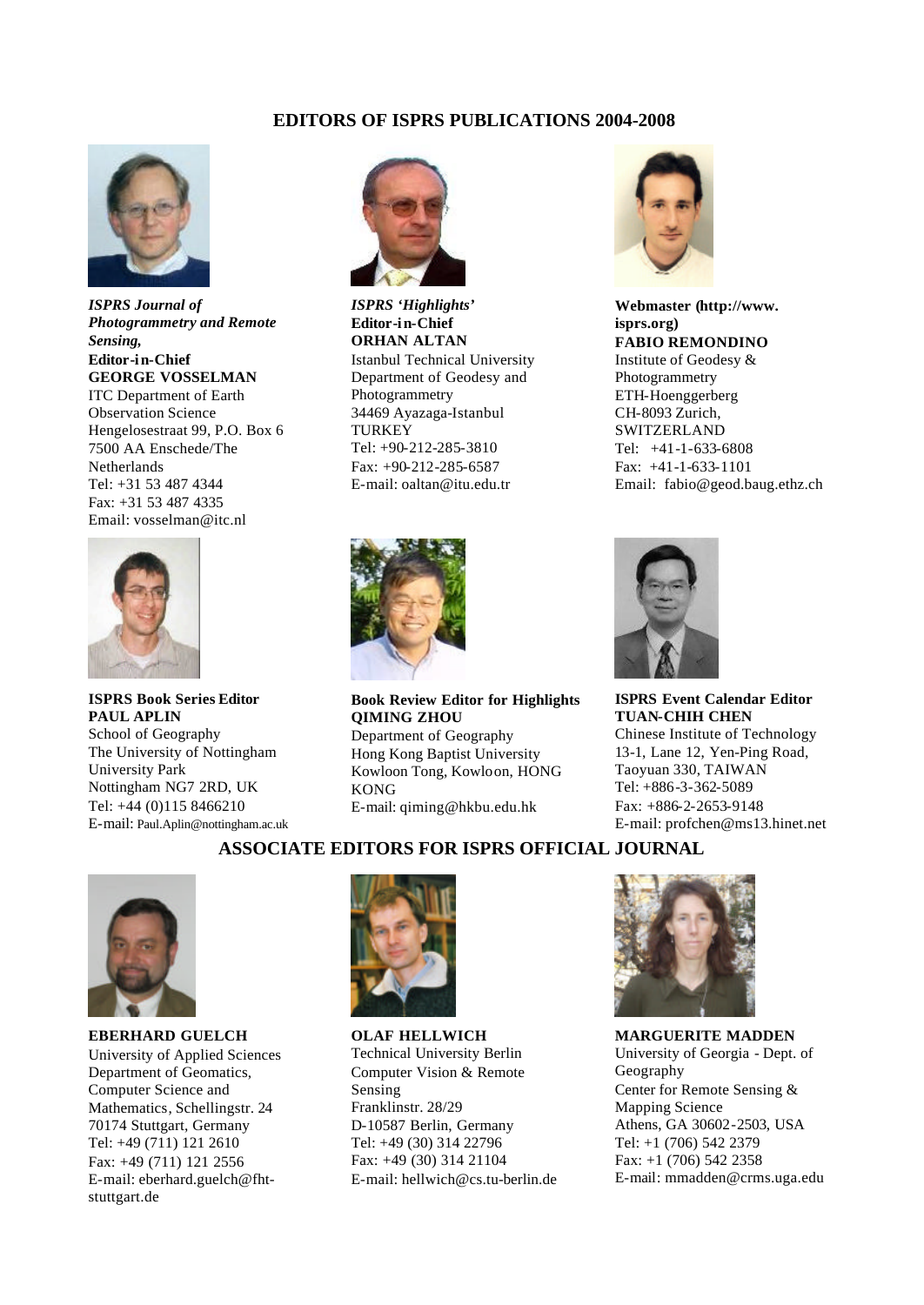## EDITORS OF ISPRS PUBLICATIONS 2004-2008

***ISPRS Journal of Photogrammetry and Remote Sensing,***
**Editor-in-Chief**
**GEORGE VOSSELMAN**
ITC Department of Earth Observation Science
Hengelosestraat 99, P.O. Box 6
7500 AA Enschede/The Netherlands
Tel: +31 53 487 4344
Fax: +31 53 487 4335
Email: vosselman@itc.nl

***ISPRS 'Highlights'***
**Editor-in-Chief**
**ORHAN ALTAN**
Istanbul Technical University
Department of Geodesy and Photogrammetry
34469 Ayazaga-Istanbul
TURKEY
Tel: +90-212-285-3810
Fax: +90-212-285-6587
E-mail: oaltan@itu.edu.tr

**Webmaster (http://www.isprs.org)**
**FABIO REMONDINO**
Institute of Geodesy & Photogrammetry
ETH-Hoenggerberg
CH-8093 Zurich,
SWITZERLAND
Tel: +41-1-633-6808
Fax: +41-1-633-1101
Email: fabio@geod.baug.ethz.ch

**ISPRS Book Series Editor**
**PAUL APLIN**
School of Geography
The University of Nottingham
University Park
Nottingham NG7 2RD, UK
Tel: +44 (0)115 8466210
E-mail: Paul.Aplin@nottingham.ac.uk

**Book Review Editor for Highlights**
**QIMING ZHOU**
Department of Geography
Hong Kong Baptist University
Kowloon Tong, Kowloon, HONG KONG
E-mail: qiming@hkbu.edu.hk

**ISPRS Event Calendar Editor**
**TUAN-CHIH CHEN**
Chinese Institute of Technology
13-1, Lane 12, Yen-Ping Road,
Taoyuan 330, TAIWAN
Tel: +886-3-362-5089
Fax: +886-2-2653-9148
E-mail: profchen@ms13.hinet.net

## ASSOCIATE EDITORS FOR ISPRS OFFICIAL JOURNAL

**EBERHARD GUELCH**
University of Applied Sciences
Department of Geomatics, Computer Science and Mathematics, Schellingstr. 24
70174 Stuttgart, Germany
Tel: +49 (711) 121 2610
Fax: +49 (711) 121 2556
E-mail: eberhard.guelch@fht-stuttgart.de

**OLAF HELLWICH**
Technical University Berlin
Computer Vision & Remote Sensing
Franklinstr. 28/29
D-10587 Berlin, Germany
Tel: +49 (30) 314 22796
Fax: +49 (30) 314 21104
E-mail: hellwich@cs.tu-berlin.de

**MARGUERITE MADDEN**
University of Georgia - Dept. of Geography
Center for Remote Sensing & Mapping Science
Athens, GA 30602-2503, USA
Tel: +1 (706) 542 2379
Fax: +1 (706) 542 2358
E-mail: mmadden@crms.uga.edu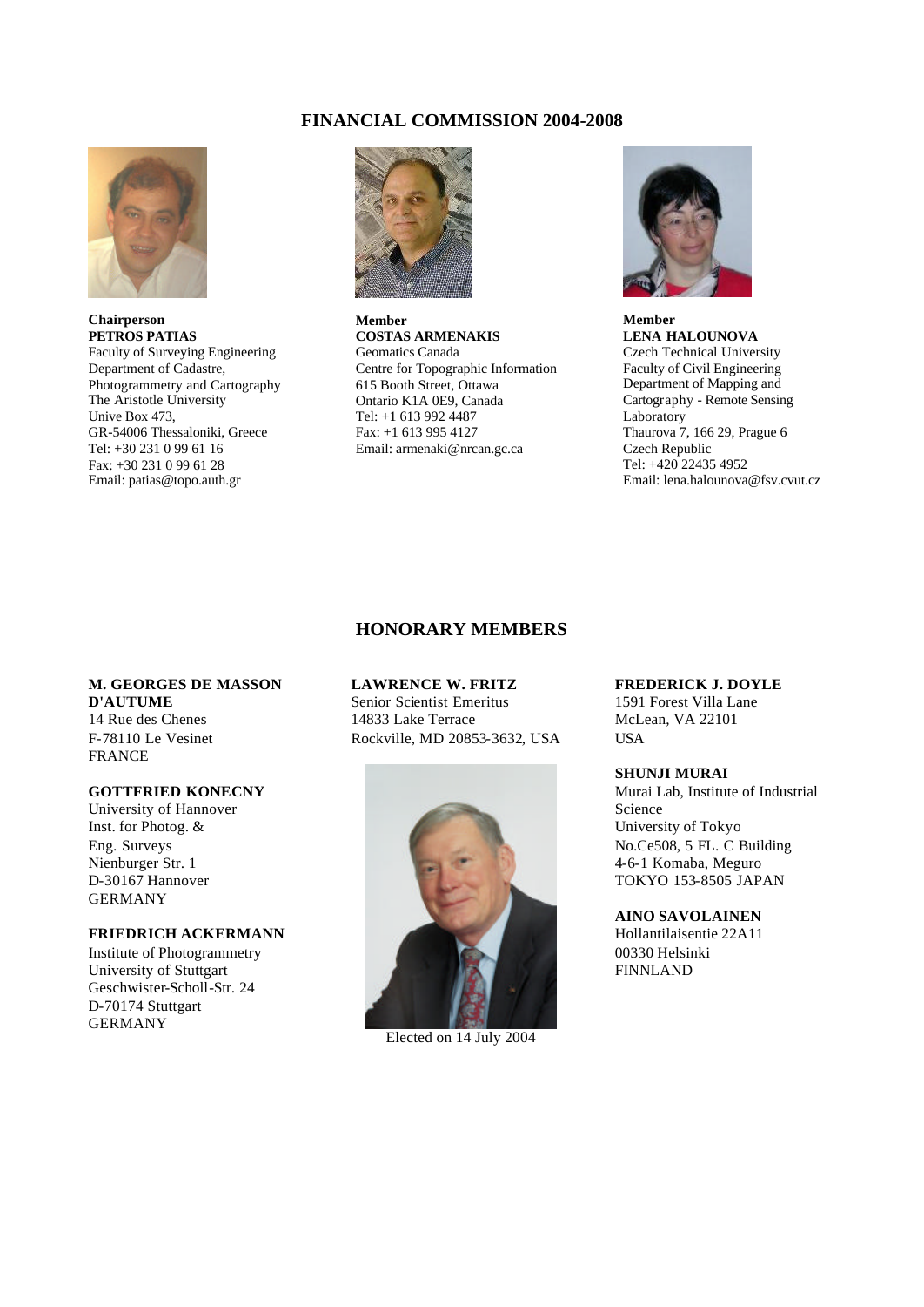## FINANCIAL COMMISSION 2004-2008

**Chairperson**
**PETROS PATIAS**
Faculty of Surveying Engineering
Department of Cadastre,
Photogrammetry and Cartography
The Aristotle University
Unive Box 473,
GR-54006 Thessaloniki, Greece
Tel: +30 231 0 99 61 16
Fax: +30 231 0 99 61 28
Email: patias@topo.auth.gr

**Member**
**COSTAS ARMENAKIS**
Geomatics Canada
Centre for Topographic Information
615 Booth Street, Ottawa
Ontario K1A 0E9, Canada
Tel: +1 613 992 4487
Fax: +1 613 995 4127
Email: armenaki@nrcan.gc.ca

**Member**
**LENA HALOUNOVA**
Czech Technical University
Faculty of Civil Engineering
Department of Mapping and
Cartography - Remote Sensing
Laboratory
Thaurova 7, 166 29, Prague 6
Czech Republic
Tel: +420 22435 4952
Email: lena.halounova@fsv.cvut.cz

## HONORARY MEMBERS

**M. GEORGES DE MASSON D'AUTUME**
14 Rue des Chenes
F-78110 Le Vesinet
FRANCE

**GOTTFRIED KONECNY**
University of Hannover
Inst. for Photog. &
Eng. Surveys
Nienburger Str. 1
D-30167 Hannover
GERMANY

**FRIEDRICH ACKERMANN**
Institute of Photogrammetry
University of Stuttgart
Geschwister-Scholl-Str. 24
D-70174 Stuttgart
GERMANY

**LAWRENCE W. FRITZ**
Senior Scientist Emeritus
14833 Lake Terrace
Rockville, MD 20853-3632, USA

Elected on 14 July 2004

**FREDERICK J. DOYLE**
1591 Forest Villa Lane
McLean, VA 22101
USA

**SHUNJI MURAI**
Murai Lab, Institute of Industrial Science
University of Tokyo
No.Ce508, 5 FL. C Building
4-6-1 Komaba, Meguro
TOKYO 153-8505 JAPAN

**AINO SAVOLAINEN**
Hollantilaisentie 22A11
00330 Helsinki
FINNLAND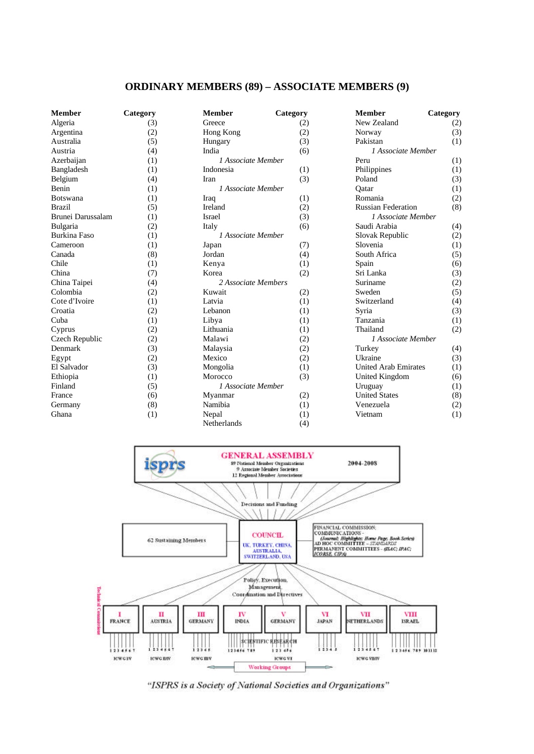## ORDINARY MEMBERS (89) – ASSOCIATE MEMBERS (9)

| Member | Category |
|---|---|
| Algeria | (3) |
| Argentina | (2) |
| Australia | (5) |
| Austria | (4) |
| Azerbaijan | (1) |
| Bangladesh | (1) |
| Belgium | (4) |
| Benin | (1) |
| Botswana | (1) |
| Brazil | (5) |
| Brunei Darussalam | (1) |
| Bulgaria | (2) |
| Burkina Faso | (1) |
| Cameroon | (1) |
| Canada | (8) |
| Chile | (1) |
| China | (7) |
| China Taipei | (4) |
| Colombia | (2) |
| Cote d'Ivoire | (1) |
| Croatia | (2) |
| Cuba | (1) |
| Cyprus | (2) |
| Czech Republic | (2) |
| Denmark | (3) |
| Egypt | (2) |
| El Salvador | (3) |
| Ethiopia | (1) |
| Finland | (5) |
| France | (6) |
| Germany | (8) |
| Ghana | (1) |
| Greece | (2) |
| Hong Kong | (2) |
| Hungary | (3) |
| India | (6) |
| *1 Associate Member* | |
| Indonesia | (1) |
| Iran | (3) |
| *1 Associate Member* | |
| Iraq | (1) |
| Ireland | (2) |
| Israel | (3) |
| Italy | (6) |
| *1 Associate Member* | |
| Japan | (7) |
| Jordan | (4) |
| Kenya | (1) |
| Korea | (2) |
| *2 Associate Members* | |
| Kuwait | (2) |
| Latvia | (1) |
| Lebanon | (1) |
| Libya | (1) |
| Lithuania | (1) |
| Malawi | (2) |
| Malaysia | (2) |
| Mexico | (2) |
| Mongolia | (1) |
| Morocco | (3) |
| *1 Associate Member* | |
| Myanmar | (2) |
| Namibia | (1) |
| Nepal | (1) |
| Netherlands | (4) |
| New Zealand | (2) |
| Norway | (3) |
| Pakistan | (1) |
| *1 Associate Member* | |
| Peru | (1) |
| Philippines | (1) |
| Poland | (3) |
| Qatar | (1) |
| Romania | (2) |
| Russian Federation | (8) |
| *1 Associate Member* | |
| Saudi Arabia | (4) |
| Slovak Republic | (2) |
| Slovenia | (1) |
| South Africa | (5) |
| Spain | (6) |
| Sri Lanka | (3) |
| Suriname | (2) |
| Sweden | (5) |
| Switzerland | (4) |
| Syria | (3) |
| Tanzania | (1) |
| Thailand | (2) |
| *1 Associate Member* | |
| Turkey | (4) |
| Ukraine | (3) |
| United Arab Emirates | (1) |
| United Kingdom | (6) |
| Uruguay | (1) |
| United States | (8) |
| Venezuela | (2) |
| Vietnam | (1) |

GENERAL ASSEMBLY 2004-2008
89 National Member Organizations
9 Associate Member Societies
12 Regional Member Associations

Decisions and Funding

62 Sustaining Members

COUNCIL
UK, TURKEY, CHINA, AUSTRALIA, SWITZERLAND, USA

FINANCIAL COMMISSION;
COMMUNICATIONS - (Journal; Highlights; Home Page, Book Series)
AD HOC COMMITTEE – STANDARDS
PERMANENT COMMITTEES - (ISAC; IPAC; ICORSE, CIPA)

Policy, Execution, Management, Coordination and Directives

Technical Commissions

| I | II | III | IV | V | VI | VII | VIII |
|---|---|---|---|---|---|---|---|
| FRANCE | AUSTRIA | GERMANY | INDIA | GERMANY | JAPAN | NETHERLANDS | ISRAEL |

SCIENTIFIC RESEARCH

ICWG I/V, ICWG II/IV, ICWG III/V, ICWG VI, ICWG VII/IV

Working Groups

*"ISPRS is a Society of National Societies and Organizations"*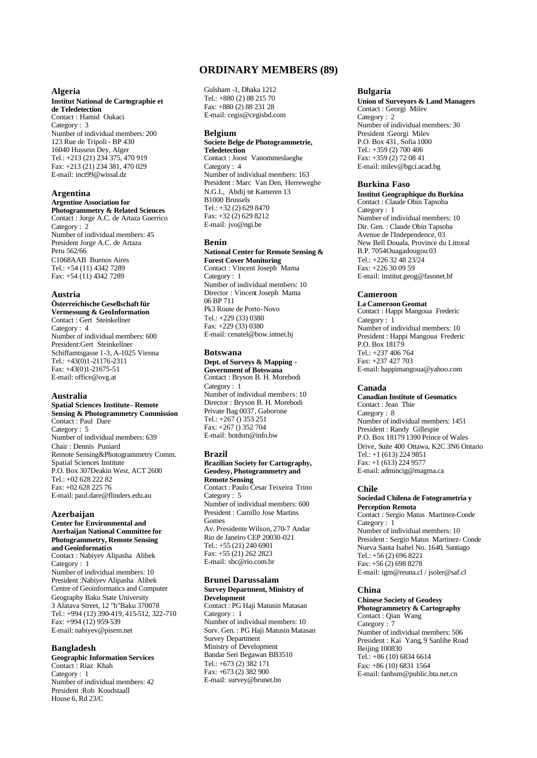# ORDINARY MEMBERS (89)

## Algeria

**Institut National de Cartographie et de Teledetection**
Contact : Hamid Oukaci
Category : 3
Number of individual members: 200
123 Rue de Tripoli - BP 430
16040 Hussein Dey, Alger
Tel.: +213 (21) 234 375, 470 919
Fax: +213 (21) 234 381, 470 029
E-mail: inct99@wissal.dz

## Argentina

**Argentine Association for Photogrammetry & Related Sciences**
Contact : Jorge A.C. de Artaza Guerrico
Category : 2
Number of individual members: 45
President Jorge A.C. de Artaza
Peru 562/66
C1068AAB Buenos Aires
Tel.: +54 (11) 4342 7289
Fax: +54 (11) 4342 7289

## Austria

**Österreichische Gesellschaft für Vermessung & GeoInformation**
Contact : Gert Steinkellner
Category : 4
Number of individual members: 600
President:Gert Steinkellner
Schiffamtsgasse 1-3, A-1025 Vienna
Tel.: +43(0)1-21176-2311
Fax: +43(0)1-21675-51
E-mail: office@ovg.at

## Australia

**Spatial Sciences Institute - Remote Sensing & Photogrammetry Commission**
Contact : Paul Dare
Category : 5
Number of individual members: 639
Chair : Dennis Puniard
Remote Sensing&Photogrammetry Comm.
Spatial Sciences Institute
P.O. Box 307Deakin West, ACT 2600
Tel.: +02 628 222 82
Fax: +02 628 225 76
E-mail: paul.dare@flinders.edu.au

## Azerbaijan

**Center for Environmental and Azerbaijan National Committee for Photogrammetry, Remote Sensing and Geoinformatics**
Contact : Nabiyev Alipasha Alibek
Category : 1
Number of individual members: 10
President :Nabiyev Alipasha Alibek
Centre of Geoinformatics and Computer Geography Baku State University
3 Alatava Street, 12 "b"Baku 370078
Tel.: +994 (12) 390-419, 415-512, 322-710
Fax: +994 (12) 959-539
E-mail: nabiyev@pisem.net

## Bangladesh

**Geographic Information Services**
Contact : Riaz Khah
Category : 1
Number of individual members: 42
President :Rob Koudstaall
House 6, Rd 23/C
Gulsham -1, Dhaka 1212
Tel.: +880 (2) 88 215 70
Fax: +880 (2) 88 231 28
E-mail: cegis@cegisbd.com

## Belgium

**Societe Belge de Photogrammetrie, Teledetection**
Contact : Joost Vanommeslaeghe
Category : 4
Number of individual members: 163
President : Marc Van Den, Herreweghe
N.G.I., Abdij ter Kameren 13
B1000 Brussels
Tel.: +32 (2) 629 8470
Fax: +32 (2) 629 8212
E-mail: jvo@ngi.be

## Benin

**National Center for Remote Sensing & Forest Cover Monitoring**
Contact : Vincent Joseph Mama
Category : 1
Number of individual members: 10
Director : Vincent Joseph Mama
06 BP 711
Pk3 Route de Porto-Novo
Tel.: +229 (33) 0380
Fax: +229 (33) 0380
E-mail: cenatel@bow.intnet.bj

## Botswana

**Dept. of Surveys & Mapping - Government of Botswana**
Contact : Bryson B. H. Morebodi
Category : 1
Number of individual members: 10
Director : Bryson B. H. Morebodi
Private Bag 0037, Gaborone
Tel.: +267 () 353 251
Fax: +267 () 352 704
E-mail: botdsm@info.bw

## Brazil

**Brazilian Society for Cartography, Geodesy, Photogrammetry and Remote Sensing**
Contact : Paulo Cesar Teixeira Trino
Category : 5
Number of individual members: 600
President : Camillo Jose Martins Gomes
Av. Presidente Wilson, 270-7 Andar
Rio de Janeiro CEP 20030-021
Tel.: +55 (21) 240 6901
Fax: +55 (21) 262 2823
E-mail: sbc@rio.com.br

## Brunei Darussalam

**Survey Department, Ministry of Development**
Contact : PG Haji Matusin Matasan
Category : 1
Number of individual members: 10
Surv. Gen. : PG Haji Matusin Matasan
Survey Department
Ministry of Development
Bandar Seri Begawan BB3510
Tel.: +673 (2) 382 171
Fax: +673 (2) 382 900
E-mail: survey@brunet.bn

## Bulgaria

**Union of Surveyors & Land Managers**
Contact : Georgi Milev
Category : 2
Number of individual members: 30
President :Georgi Milev
P.O. Box 431, Sofia 1000
Tel.: +359 (2) 700 406
Fax: +359 (2) 72 08 41
E-mail: milev@bgci.acad.bg

## Burkina Faso

**Institut Geographique du Burkina**
Contact : Claude Obin Tapsoba
Category : 1
Number of individual members: 10
Dir. Gen. : Claude Obin Tapsoba
Avenue de l'Independence, 03
New Bell Douala, Province du Littoral
B.P. 7054Ouagadougou 03
Tel.: +226 32 48 23/24
Fax: +226 30 09 59
E-mail: institut.geog@fasonet.bf

## Cameroon

**La Cameroon Geomat**
Contact : Happi Mangoua Frederic
Category : 1
Number of individual members: 10
President : Happi Mangoua Frederic
P.O. Box 18179
Tel.: +237 406 764
Fax: +237 427 703
E-mail: happimangoua@yahoo.com

## Canada

**Canadian Institute of Geomatics**
Contact : Jean Thie
Category : 8
Number of individual members: 1451
President : Randy Gillespie
P.O. Box 18179 1390 Prince of Wales Drive, Suite 400 Ottawa, K2C 3N6 Ontario
Tel.: +1 (613) 224 9851
Fax: +1 (613) 224 9577
E-mail: admincig@magma.ca

## Chile

**Sociedad Chilena de Fotogrametria y Perception Remota**
Contact : Sergio Matus Martinez-Conde
Category : 1
Number of individual members: 10
President : Sergio Matus Martinez- Conde
Nueva Santa Isabel No. 1640, Santiago
Tel.: +56 (2) 696 8221
Fax: +56 (2) 698 8278
E-mail: igm@reuna.cl / jsoler@saf.cl

## China

**Chinese Society of Geodesy Photogrammetry & Cartography**
Contact : Qian Wang
Category : 7
Number of individual members: 506
President : Kai Yang, 9 Sanlihe Road
Beijing 100830
Tel.: +86 (10) 6834 6614
Fax: +86 (10) 6831 1564
E-mail: fanbsm@public.bta.net.cn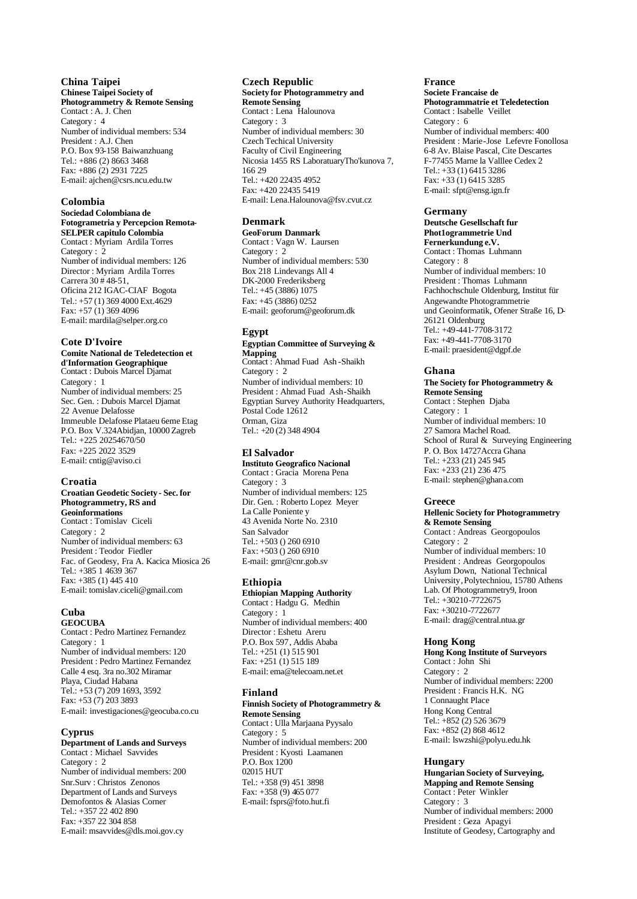## China Taipei

**Chinese Taipei Society of Photogrammetry & Remote Sensing**
Contact : A. J. Chen
Category : 4
Number of individual members: 534
President : A.J. Chen
P.O. Box 93-158 Baiwanzhuang
Tel.: +886 (2) 8663 3468
Fax: +886 (2) 2931 7225
E-mail: ajchen@csrs.ncu.edu.tw

## Colombia

**Sociedad Colombiana de Fotogrametria y Percepcion Remota-SELPER capitulo Colombia**
Contact : Myriam Ardila Torres
Category : 2
Number of individual members: 126
Director : Myriam Ardila Torres
Carrera 30 # 48-51,
Oficina 212 IGAC-CIAF Bogota
Tel.: +57 (1) 369 4000 Ext.4629
Fax: +57 (1) 369 4096
E-mail: mardila@selper.org.co

## Cote D'Ivoire

**Comite National de Teledetection et d'Information Geographique**
Contact : Dubois Marcel Djamat
Category : 1
Number of individual members: 25
Sec. Gen. : Dubois Marcel Djamat
22 Avenue Delafosse
Immeuble Delafosse Plataeu 6eme Etag
P.O. Box V.324Abidjan, 10000 Zagreb
Tel.: +225 20254670/50
Fax: +225 2022 3529
E-mail: cntig@aviso.ci

## Croatia

**Croatian Geodetic Society - Sec. for Photogrammetry, RS and Geoinformations**
Contact : Tomislav Ciceli
Category : 2
Number of individual members: 63
President : Teodor Fiedler
Fac. of Geodesy, Fra A. Kacica Miosica 26
Tel.: +385 1 4639 367
Fax: +385 (1) 445 410
E-mail: tomislav.ciceli@gmail.com

## Cuba

**GEOCUBA**
Contact : Pedro Martinez Fernandez
Category : 1
Number of individual members: 120
President : Pedro Martinez Fernandez
Calle 4 esq. 3ra no.302 Miramar
Playa, Ciudad Habana
Tel.: +53 (7) 209 1693, 3592
Fax: +53 (7) 203 3893
E-mail: investigaciones@geocuba.co.cu

## Cyprus

**Department of Lands and Surveys**
Contact : Michael Savvides
Category : 2
Number of individual members: 200
Snr.Surv : Christos Zenonos
Department of Lands and Surveys
Demofontos & Alasias Corner
Tel.: +357 22 402 890
Fax: +357 22 304 858
E-mail: msavvides@dls.moi.gov.cy

## Czech Republic

**Society for Photogrammetry and Remote Sensing**
Contact : Lena Halounova
Category : 3
Number of individual members: 30
Czech Techical University
Faculty of Civil Engineering
Nicosia 1455 RS LaboratuaryTho'kunova 7, 166 29
Tel.: +420 22435 4952
Fax: +420 22435 5419
E-mail: Lena.Halounova@fsv.cvut.cz

## Denmark

**GeoForum Danmark**
Contact : Vagn W. Laursen
Category : 2
Number of individual members: 530
Box 218 Lindevangs All 4
DK-2000 Frederiksberg
Tel.: +45 (3886) 1075
Fax: +45 (3886) 0252
E-mail: geoforum@geoforum.dk

## Egypt

**Egyptian Committee of Surveying & Mapping**
Contact : Ahmad Fuad Ash-Shaikh
Category : 2
Number of individual members: 10
President : Ahmad Fuad Ash-Shaikh
Egyptian Survey Authority Headquarters,
Postal Code 12612
Orman, Giza
Tel.: +20 (2) 348 4904

## El Salvador

**Instituto Geografico Nacional**
Contact : Gracia Morena Pena
Category : 3
Number of individual members: 125
Dir. Gen. : Roberto Lopez Meyer
La Calle Poniente y
43 Avenida Norte No. 2310
San Salvador
Tel.: +503 () 260 6910
Fax: +503 () 260 6910
E-mail: gmr@cnr.gob.sv

## Ethiopia

**Ethiopian Mapping Authority**
Contact : Hadgu G. Medhin
Category : 1
Number of individual members: 400
Director : Eshetu Areru
P.O. Box 597, Addis Ababa
Tel.: +251 (1) 515 901
Fax: +251 (1) 515 189
E-mail: ema@telecoam.net.et

## Finland

**Finnish Society of Photogrammetry & Remote Sensing**
Contact : Ulla Marjaana Pyysalo
Category : 5
Number of individual members: 200
President : Kyosti Laamanen
P.O. Box 1200
02015 HUT
Tel.: +358 (9) 451 3898
Fax: +358 (9) 465 077
E-mail: fsprs@foto.hut.fi

## France

**Societe Francaise de Photogrammatrie et Teledetection**
Contact : Isabelle Veillet
Category : 6
Number of individual members: 400
President : Marie-Jose Lefevre Fonollosa
6-8 Av. Blaise Pascal, Cite Descartes
F-77455 Marne la Valllee Cedex 2
Tel.: +33 (1) 6415 3286
Fax: +33 (1) 6415 3285
E-mail: sfpt@ensg.ign.fr

## Germany

**Deutsche Gesellschaft fur Phot1ogrammetrie Und Fernerkundung e.V.**
Contact : Thomas Luhmann
Category : 8
Number of individual members: 10
President : Thomas Luhmann
Fachhochschule Oldenburg, Institut für Angewandte Photogrammetrie und Geoinformatik, Ofener Straße 16, D-26121 Oldenburg
Tel.: +49-441-7708-3172
Fax: +49-441-7708-3170
E-mail: praesident@dgpf.de

## Ghana

**The Society for Photogrammetry & Remote Sensing**
Contact : Stephen Djaba
Category : 1
Number of individual members: 10
27 Samora Machel Road.
School of Rural & Surveying Engineering
P. O. Box 14727Accra Ghana
Tel.: +233 (21) 245 945
Fax: +233 (21) 236 475
E-mail: stephen@ghana.com

## Greece

**Hellenic Society for Photogrammetry & Remote Sensing**
Contact : Andreas Georgopoulos
Category : 2
Number of individual members: 10
President : Andreas Georgopoulos
Asylum Down, National Technical University, Polytechniou, 15780 Athens
Lab. Of Photogrammetry9, Iroon
Tel.: +30210-7722675
Fax: +30210-7722677
E-mail: drag@central.ntua.gr

## Hong Kong

**Hong Kong Institute of Surveyors**
Contact : John Shi
Category : 2
Number of individual members: 2200
President : Francis H.K. NG
1 Connaught Place
Hong Kong Central
Tel.: +852 (2) 526 3679
Fax: +852 (2) 868 4612
E-mail: lswzshi@polyu.edu.hk

## Hungary

**Hungarian Society of Surveying, Mapping and Remote Sensing**
Contact : Peter Winkler
Category : 3
Number of individual members: 2000
President : Geza Apagyi
Institute of Geodesy, Cartography and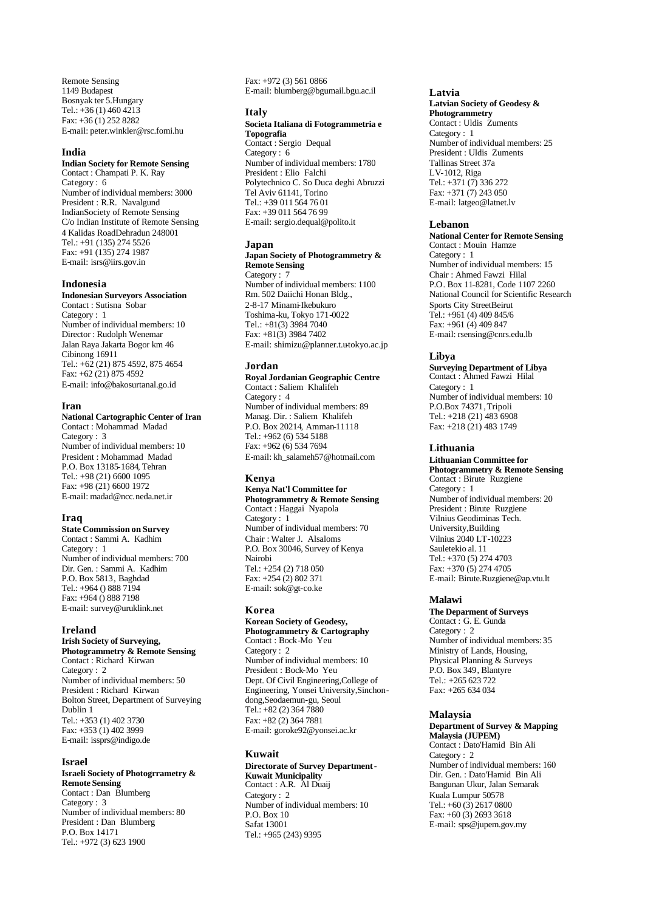Remote Sensing
1149 Budapest
Bosnyak ter 5.Hungary
Tel.: +36 (1) 460 4213
Fax: +36 (1) 252 8282
E-mail: peter.winkler@rsc.fomi.hu

## India

**Indian Society for Remote Sensing**
Contact : Champati P. K. Ray
Category : 6
Number of individual members: 3000
President : R.R. Navalgund
IndianSociety of Remote Sensing
C/o Indian Institute of Remote Sensing
4 Kalidas RoadDehradun 248001
Tel.: +91 (135) 274 5526
Fax: +91 (135) 274 1987
E-mail: isrs@iirs.gov.in

## Indonesia

**Indonesian Surveyors Association**
Contact : Sutisna Sobar
Category : 1
Number of individual members: 10
Director : Rudolph Wenemar
Jalan Raya Jakarta Bogor km 46
Cibinong 16911
Tel.: +62 (21) 875 4592, 875 4654
Fax: +62 (21) 875 4592
E-mail: info@bakosurtanal.go.id

## Iran

**National Cartographic Center of Iran**
Contact : Mohammad Madad
Category : 3
Number of individual members: 10
President : Mohammad Madad
P.O. Box 13185-1684, Tehran
Tel.: +98 (21) 6600 1095
Fax: +98 (21) 6600 1972
E-mail: madad@ncc.neda.net.ir

## Iraq

**State Commission on Survey**
Contact : Sammi A. Kadhim
Category : 1
Number of individual members: 700
Dir. Gen. : Sammi A. Kadhim
P.O. Box 5813, Baghdad
Tel.: +964 () 888 7194
Fax: +964 () 888 7198
E-mail: survey@uruklink.net

## Ireland

**Irish Society of Surveying, Photogrammetry & Remote Sensing**
Contact : Richard Kirwan
Category : 2
Number of individual members: 50
President : Richard Kirwan
Bolton Street, Department of Surveying
Dublin 1
Tel.: +353 (1) 402 3730
Fax: +353 (1) 402 3999
E-mail: issprs@indigo.de

## Israel

**Israeli Society of Photogrrametry & Remote Sensing**
Contact : Dan Blumberg
Category : 3
Number of individual members: 80
President : Dan Blumberg
P.O. Box 14171
Tel.: +972 (3) 623 1900
Fax: +972 (3) 561 0866
E-mail: blumberg@bgumail.bgu.ac.il

## Italy

**Societa Italiana di Fotogrammetria e Topografia**
Contact : Sergio Dequal
Category : 6
Number of individual members: 1780
President : Elio Falchi
Polytechnico C. So Duca deghi Abruzzi
Tel Aviv 61141, Torino
Tel.: +39 011 564 76 01
Fax: +39 011 564 76 99
E-mail: sergio.dequal@polito.it

## Japan

**Japan Society of Photogrammetry & Remote Sensing**
Category : 7
Number of individual members: 1100
Rm. 502 Daiichi Honan Bldg.,
2-8-17 Minami-Ikebukuro
Toshima-ku, Tokyo 171-0022
Tel.: +81(3) 3984 7040
Fax: +81(3) 3984 7402
E-mail: shimizu@planner.t.u-tokyo.ac.jp

## Jordan

**Royal Jordanian Geographic Centre**
Contact : Saliem Khalifeh
Category : 4
Number of individual members: 89
Manag. Dir. : Saliem Khalifeh
P.O. Box 20214, Amman-11118
Tel.: +962 (6) 534 5188
Fax: +962 (6) 534 7694
E-mail: kh_salameh57@hotmail.com

## Kenya

**Kenya Nat'l Committee for Photogrammetry & Remote Sensing**
Contact : Haggai Nyapola
Category : 1
Number of individual members: 70
Chair : Walter J. Alsaloms
P.O. Box 30046, Survey of Kenya
Nairobi
Tel.: +254 (2) 718 050
Fax: +254 (2) 802 371
E-mail: sok@gt-co.ke

## Korea

**Korean Society of Geodesy, Photogrammetry & Cartography**
Contact : Bock-Mo Yeu
Category : 2
Number of individual members: 10
President : Bock-Mo Yeu
Dept. Of Civil Engineering,College of Engineering, Yonsei University,Sinchon-dong,Seodaemun-gu, Seoul
Tel.: +82 (2) 364 7880
Fax: +82 (2) 364 7881
E-mail: goroke92@yonsei.ac.kr

## Kuwait

**Directorate of Survey Department - Kuwait Municipality**
Contact : A.R. Al Duaij
Category : 2
Number of individual members: 10
P.O. Box 10
Safat 13001
Tel.: +965 (243) 9395

## Latvia

**Latvian Society of Geodesy & Photogrammetry**
Contact : Uldis Zuments
Category : 1
Number of individual members: 25
President : Uldis Zuments
Tallinas Street 37a
LV-1012, Riga
Tel.: +371 (7) 336 272
Fax: +371 (7) 243 050
E-mail: latgeo@latnet.lv

## Lebanon

**National Center for Remote Sensing**
Contact : Mouin Hamze
Category : 1
Number of individual members: 15
Chair : Ahmed Fawzi Hilal
P.O. Box 11-8281, Code 1107 2260
National Council for Scientific Research
Sports City StreetBeirut
Tel.: +961 (4) 409 845/6
Fax: +961 (4) 409 847
E-mail: rsensing@cnrs.edu.lb

## Libya

**Surveying Department of Libya**
Contact : Ahmed Fawzi Hilal
Category : 1
Number of individual members: 10
P.O.Box 74371, Tripoli
Tel.: +218 (21) 483 6908
Fax: +218 (21) 483 1749

## Lithuania

**Lithuanian Committee for Photogrammetry & Remote Sensing**
Contact : Birute Ruzgiene
Category : 1
Number of individual members: 20
President : Birute Ruzgiene
Vilnius Geodiminas Tech. University,Building
Vilnius 2040 LT-10223
Sauletekio al. 11
Tel.: +370 (5) 274 4703
Fax: +370 (5) 274 4705
E-mail: Birute.Ruzgiene@ap.vtu.lt

## Malawi

**The Deparment of Surveys**
Contact : G. E. Gunda
Category : 2
Number of individual members: 35
Ministry of Lands, Housing, Physical Planning & Surveys
P.O. Box 349, Blantyre
Tel.: +265 623 722
Fax: +265 634 034

## Malaysia

**Department of Survey & Mapping Malaysia (JUPEM)**
Contact : Dato'Hamid Bin Ali
Category : 2
Number of individual members: 160
Dir. Gen. : Dato'Hamid Bin Ali
Bangunan Ukur, Jalan Semarak
Kuala Lumpur 50578
Tel.: +60 (3) 2617 0800
Fax: +60 (3) 2693 3618
E-mail: sps@jupem.gov.my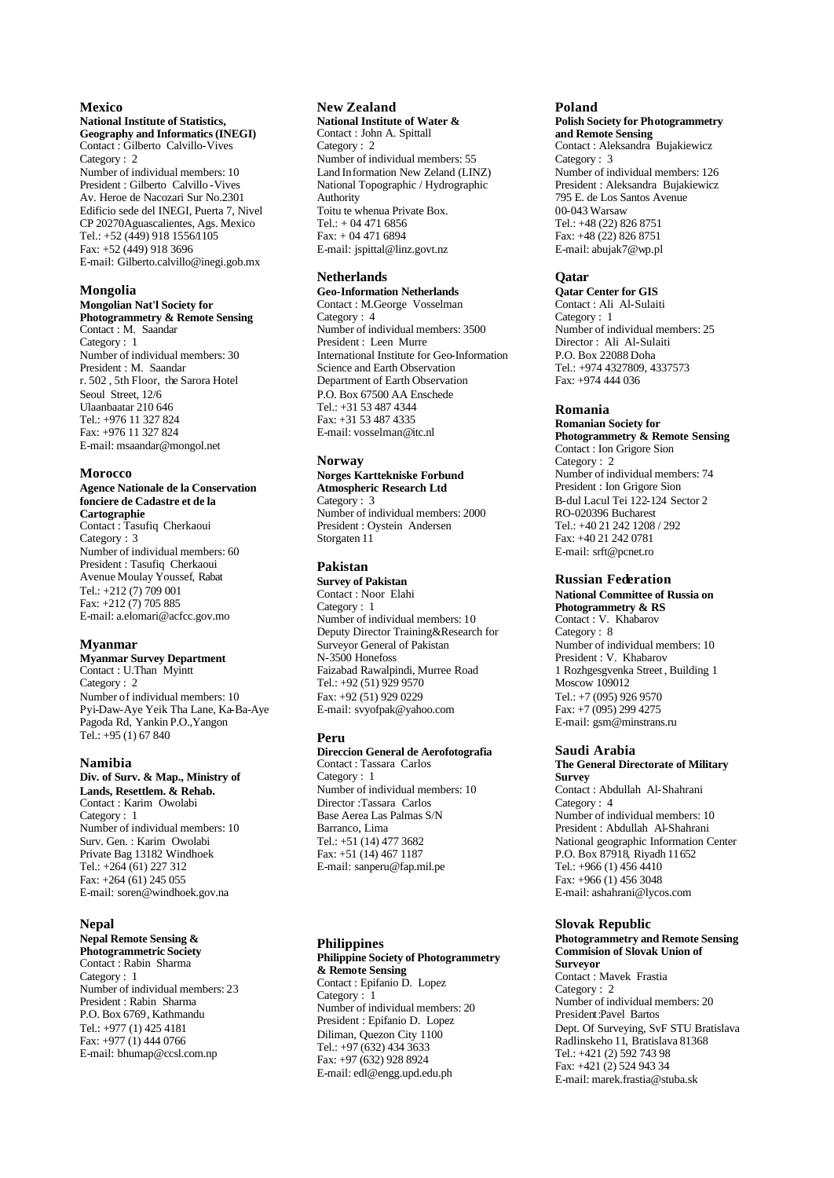## Mexico

**National Institute of Statistics, Geography and Informatics (INEGI)**
Contact : Gilberto Calvillo-Vives
Category : 2
Number of individual members: 10
President : Gilberto Calvillo-Vives
Av. Heroe de Nacozari Sur No.2301
Edificio sede del INEGI, Puerta 7, Nivel
CP 20270Aguascalientes, Ags. Mexico
Tel.: +52 (449) 918 1556/1105
Fax: +52 (449) 918 3696
E-mail: Gilberto.calvillo@inegi.gob.mx

## Mongolia

**Mongolian Nat'l Society for Photogrammetry & Remote Sensing**
Contact : M. Saandar
Category : 1
Number of individual members: 30
President : M. Saandar
r. 502 , 5th Floor, the Sarora Hotel
Seoul Street, 12/6
Ulaanbaatar 210 646
Tel.: +976 11 327 824
Fax: +976 11 327 824
E-mail: msaandar@mongol.net

## Morocco

**Agence Nationale de la Conservation fonciere de Cadastre et de la Cartographie**
Contact : Tasufiq Cherkaoui
Category : 3
Number of individual members: 60
President : Tasufiq Cherkaoui
Avenue Moulay Youssef, Rabat
Tel.: +212 (7) 709 001
Fax: +212 (7) 705 885
E-mail: a.elomari@acfcc.gov.mo

## Myanmar

**Myanmar Survey Department**
Contact : U.Than Myintt
Category : 2
Number of individual members: 10
Pyi-Daw-Aye Yeik Tha Lane, Ka-Ba-Aye
Pagoda Rd, Yankin P.O.,Yangon
Tel.: +95 (1) 67 840

## Namibia

**Div. of Surv. & Map., Ministry of Lands, Resettlem. & Rehab.**
Contact : Karim Owolabi
Category : 1
Number of individual members: 10
Surv. Gen. : Karim Owolabi
Private Bag 13182 Windhoek
Tel.: +264 (61) 227 312
Fax: +264 (61) 245 055
E-mail: soren@windhoek.gov.na

## Nepal

**Nepal Remote Sensing & Photogrammetric Society**
Contact : Rabin Sharma
Category : 1
Number of individual members: 23
President : Rabin Sharma
P.O. Box 6769, Kathmandu
Tel.: +977 (1) 425 4181
Fax: +977 (1) 444 0766
E-mail: bhumap@ccsl.com.np

## New Zealand

**National Institute of Water &**
Contact : John A. Spittall
Category : 2
Number of individual members: 55
Land Information New Zeland (LINZ)
National Topographic / Hydrographic Authority
Toitu te whenua Private Box.
Tel.: + 04 471 6856
Fax: + 04 471 6894
E-mail: jspittal@linz.govt.nz

## Netherlands

**Geo-Information Netherlands**
Contact : M.George Vosselman
Category : 4
Number of individual members: 3500
President : Leen Murre
International Institute for Geo-Information Science and Earth Observation
Department of Earth Observation
P.O. Box 67500 AA Enschede
Tel.: +31 53 487 4344
Fax: +31 53 487 4335
E-mail: vosselman@itc.nl

## Norway

**Norges Kartekniske Forbund Atmospheric Research Ltd**
Category : 3
Number of individual members: 2000
President : Oystein Andersen
Storgaten 11

## Pakistan

**Survey of Pakistan**
Contact : Noor Elahi
Category : 1
Number of individual members: 10
Deputy Director Training&Research for Surveyor General of Pakistan
N-3500 Honefoss
Faizabad Rawalpindi, Murree Road
Tel.: +92 (51) 929 9570
Fax: +92 (51) 929 0229
E-mail: svyofpak@yahoo.com

## Peru

**Direccion General de Aerofotografia**
Contact : Tassara Carlos
Category : 1
Number of individual members: 10
Director :Tassara Carlos
Base Aerea Las Palmas S/N
Barranco, Lima
Tel.: +51 (14) 477 3682
Fax: +51 (14) 467 1187
E-mail: sanperu@fap.mil.pe

## Philippines

**Philippine Society of Photogrammetry & Remote Sensing**
Contact : Epifanio D. Lopez
Category : 1
Number of individual members: 20
President : Epifanio D. Lopez
Diliman, Quezon City 1100
Tel.: +97 (632) 434 3633
Fax: +97 (632) 928 8924
E-mail: edl@engg.upd.edu.ph

## Poland

**Polish Society for Photogrammetry and Remote Sensing**
Contact : Aleksandra Bujakiewicz
Category : 3
Number of individual members: 126
President : Aleksandra Bujakiewicz
795 E. de Los Santos Avenue
00-043 Warsaw
Tel.: +48 (22) 826 8751
Fax: +48 (22) 826 8751
E-mail: abujak7@wp.pl

## Qatar

**Qatar Center for GIS**
Contact : Ali Al-Sulaiti
Category : 1
Number of individual members: 25
Director : Ali Al-Sulaiti
P.O. Box 22088 Doha
Tel.: +974 4327809, 4337573
Fax: +974 444 036

## Romania

**Romanian Society for Photogrammetry & Remote Sensing**
Contact : Ion Grigore Sion
Category : 2
Number of individual members: 74
President : Ion Grigore Sion
B-dul Lacul Tei 122-124 Sector 2
RO-020396 Bucharest
Tel.: +40 21 242 1208 / 292
Fax: +40 21 242 0781
E-mail: srft@pcnet.ro

## Russian Federation

**National Committee of Russia on Photogrammetry & RS**
Contact : V. Khabarov
Category : 8
Number of individual members: 10
President : V. Khabarov
1 Rozhgesgvenka Street , Building 1
Moscow 109012
Tel.: +7 (095) 926 9570
Fax: +7 (095) 299 4275
E-mail: gsm@minstrans.ru

## Saudi Arabia

**The General Directorate of Military Survey**
Contact : Abdullah Al-Shahrani
Category : 4
Number of individual members: 10
President : Abdullah Al-Shahrani
National geographic Information Center
P.O. Box 87918, Riyadh 11652
Tel.: +966 (1) 456 4410
Fax: +966 (1) 456 3048
E-mail: ashahrani@lycos.com

## Slovak Republic

**Photogrammetry and Remote Sensing Commision of Slovak Union of Surveyor**
Contact : Mavek Frastia
Category : 2
Number of individual members: 20
President:Pavel Bartos
Dept. Of Surveying, SvF STU Bratislava
Radlinskeho 11, Bratislava 81368
Tel.: +421 (2) 592 743 98
Fax: +421 (2) 524 943 34
E-mail: marek.frastia@stuba.sk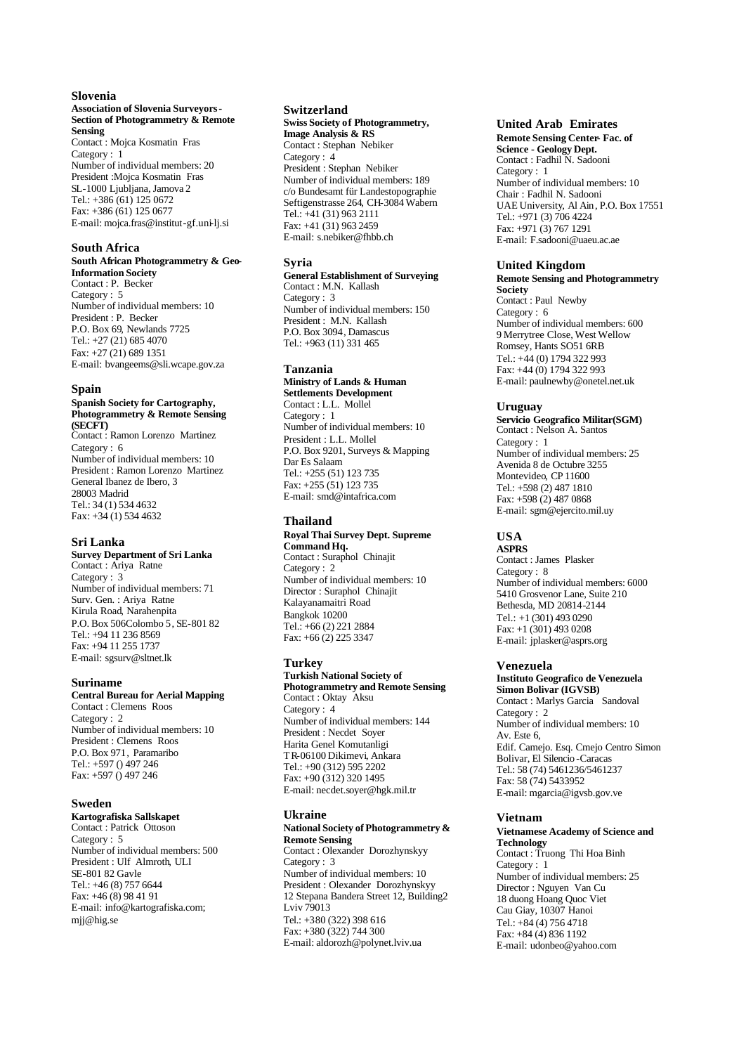## Slovenia

**Association of Slovenia Surveyors - Section of Photogrammetry & Remote Sensing**

Contact : Mojca Kosmatin Fras
Category : 1
Number of individual members: 20
President :Mojca Kosmatin Fras
SL-1000 Ljubljana, Jamova 2
Tel.: +386 (61) 125 0672
Fax: +386 (61) 125 0677
E-mail: mojca.fras@institut-gf.uni-lj.si

## South Africa

**South African Photogrammetry & Geo-Information Society**

Contact : P. Becker
Category : 5
Number of individual members: 10
President : P. Becker
P.O. Box 69, Newlands 7725
Tel.: +27 (21) 685 4070
Fax: +27 (21) 689 1351
E-mail: bvangeems@sli.wcape.gov.za

## Spain

**Spanish Society for Cartography, Photogrammetry & Remote Sensing (SECFT)**

Contact : Ramon Lorenzo Martinez
Category : 6
Number of individual members: 10
President : Ramon Lorenzo Martinez
General Ibanez de Ibero, 3
28003 Madrid
Tel.: 34 (1) 534 4632
Fax: +34 (1) 534 4632

## Sri Lanka

**Survey Department of Sri Lanka**

Contact : Ariya Ratne
Category : 3
Number of individual members: 71
Surv. Gen. : Ariya Ratne
Kirula Road, Narahenpita
P.O. Box 506Colombo 5, SE-801 82
Tel.: +94 11 236 8569
Fax: +94 11 255 1737
E-mail: sgsurv@sltnet.lk

## Suriname

**Central Bureau for Aerial Mapping**

Contact : Clemens Roos
Category : 2
Number of individual members: 10
President : Clemens Roos
P.O. Box 971, Paramaribo
Tel.: +597 () 497 246
Fax: +597 () 497 246

## Sweden

**Kartografiska Sallskapet**

Contact : Patrick Ottoson
Category : 5
Number of individual members: 500
President : Ulf Almroth, ULI
SE-801 82 Gavle
Tel.: +46 (8) 757 6644
Fax: +46 (8) 98 41 91
E-mail: info@kartografiska.com; mjj@hig.se

## Switzerland

**Swiss Society of Photogrammetry, Image Analysis & RS**

Contact : Stephan Nebiker
Category : 4
President : Stephan Nebiker
Number of individual members: 189
c/o Bundesamt für Landestopographie
Seftigenstrasse 264, CH-3084 Wabern
Tel.: +41 (31) 963 2111
Fax: +41 (31) 963 2459
E-mail: s.nebiker@fhbb.ch

## Syria

**General Establishment of Surveying**

Contact : M.N. Kallash
Category : 3
Number of individual members: 150
President : M.N. Kallash
P.O. Box 3094, Damascus
Tel.: +963 (11) 331 465

## Tanzania

**Ministry of Lands & Human Settlements Development**

Contact : L.L. Mollel
Category : 1
Number of individual members: 10
President : L.L. Mollel
P.O. Box 9201, Surveys & Mapping
Dar Es Salaam
Tel.: +255 (51) 123 735
Fax: +255 (51) 123 735
E-mail: smd@intafrica.com

## Thailand

**Royal Thai Survey Dept. Supreme Command Hq.**

Contact : Suraphol Chinajit
Category : 2
Number of individual members: 10
Director : Suraphol Chinajit
Kalayanamaitri Road
Bangkok 10200
Tel.: +66 (2) 221 2884
Fax: +66 (2) 225 3347

## Turkey

**Turkish National Society of Photogrammetry and Remote Sensing**

Contact : Oktay Aksu
Category : 4
Number of individual members: 144
President : Necdet Soyer
Harita Genel Komutanligi
TR-06100 Dikimevi, Ankara
Tel.: +90 (312) 595 2202
Fax: +90 (312) 320 1495
E-mail: necdet.soyer@hgk.mil.tr

## Ukraine

**National Society of Photogrammetry & Remote Sensing**

Contact : Olexander Dorozhynskyy
Category : 3
Number of individual members: 10
President : Olexander Dorozhynskyy
12 Stepana Bandera Street 12, Building2
Lviv 79013
Tel.: +380 (322) 398 616
Fax: +380 (322) 744 300
E-mail: aldorozh@polynet.lviv.ua

## United Arab Emirates

**Remote Sensing Center- Fac. of Science - Geology Dept.**

Contact : Fadhil N. Sadooni
Category : 1
Number of individual members: 10
Chair : Fadhil N. Sadooni
UAE University, Al Ain, P.O. Box 17551
Tel.: +971 (3) 706 4224
Fax: +971 (3) 767 1291
E-mail: F.sadooni@uaeu.ac.ae

## United Kingdom

**Remote Sensing and Photogrammetry Society**

Contact : Paul Newby
Category : 6
Number of individual members: 600
9 Merrytree Close, West Wellow
Romsey, Hants SO51 6RB
Tel.: +44 (0) 1794 322 993
Fax: +44 (0) 1794 322 993
E-mail: paulnewby@onetel.net.uk

## Uruguay

**Servicio Geografico Militar(SGM)**

Contact : Nelson A. Santos
Category : 1
Number of individual members: 25
Avenida 8 de Octubre 3255
Montevideo, CP 11600
Tel.: +598 (2) 487 1810
Fax: +598 (2) 487 0868
E-mail: sgm@ejercito.mil.uy

## USA

**ASPRS**

Contact : James Plasker
Category : 8
Number of individual members: 6000
5410 Grosvenor Lane, Suite 210
Bethesda, MD 20814-2144
Tel.: +1 (301) 493 0290
Fax: +1 (301) 493 0208
E-mail: jplasker@asprs.org

## Venezuela

**Instituto Geografico de Venezuela Simon Bolivar (IGVSB)**

Contact : Marlys Garcia Sandoval
Category : 2
Number of individual members: 10
Av. Este 6,
Edif. Camejo. Esq. Cmejo Centro Simon Bolivar, El Silencio -Caracas
Tel.: 58 (74) 5461236/5461237
Fax: 58 (74) 5433952
E-mail: mgarcia@igvsb.gov.ve

## Vietnam

**Vietnamese Academy of Science and Technology**

Contact : Truong Thi Hoa Binh
Category : 1
Number of individual members: 25
Director : Nguyen Van Cu
18 duong Hoang Quoc Viet
Cau Giay, 10307 Hanoi
Tel.: +84 (4) 756 4718
Fax: +84 (4) 836 1192
E-mail: udonbeo@yahoo.com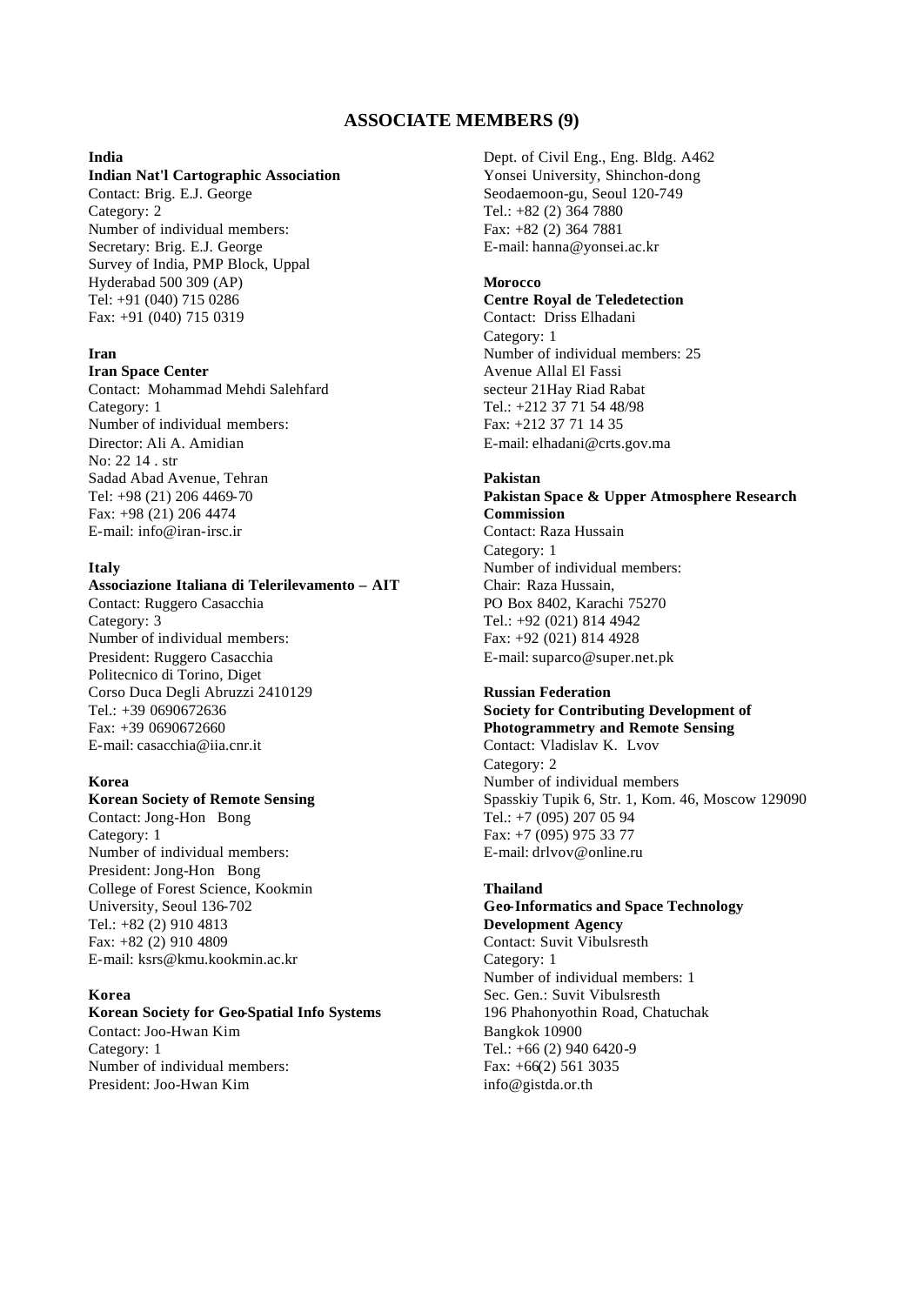## ASSOCIATE MEMBERS (9)

**India**
**Indian Nat'l Cartographic Association**
Contact: Brig. E.J. George
Category: 2
Number of individual members:
Secretary: Brig. E.J. George
Survey of India, PMP Block, Uppal
Hyderabad 500 309 (AP)
Tel: +91 (040) 715 0286
Fax: +91 (040) 715 0319

**Iran**
**Iran Space Center**
Contact: Mohammad Mehdi Salehfard
Category: 1
Number of individual members:
Director: Ali A. Amidian
No: 22 14 . str
Sadad Abad Avenue, Tehran
Tel: +98 (21) 206 4469-70
Fax: +98 (21) 206 4474
E-mail: info@iran-irsc.ir

**Italy**
**Associazione Italiana di Telerilevamento – AIT**
Contact: Ruggero Casacchia
Category: 3
Number of individual members:
President: Ruggero Casacchia
Politecnico di Torino, Diget
Corso Duca Degli Abruzzi 2410129
Tel.: +39 0690672636
Fax: +39 0690672660
E-mail: casacchia@iia.cnr.it

**Korea**
**Korean Society of Remote Sensing**
Contact: Jong-Hon Bong
Category: 1
Number of individual members:
President: Jong-Hon Bong
College of Forest Science, Kookmin University, Seoul 136-702
Tel.: +82 (2) 910 4813
Fax: +82 (2) 910 4809
E-mail: ksrs@kmu.kookmin.ac.kr

**Korea**
**Korean Society for Geo-Spatial Info Systems**
Contact: Joo-Hwan Kim
Category: 1
Number of individual members:
President: Joo-Hwan Kim
Dept. of Civil Eng., Eng. Bldg. A462
Yonsei University, Shinchon-dong
Seodaemoon-gu, Seoul 120-749
Tel.: +82 (2) 364 7880
Fax: +82 (2) 364 7881
E-mail: hanna@yonsei.ac.kr

**Morocco**
**Centre Royal de Teledetection**
Contact: Driss Elhadani
Category: 1
Number of individual members: 25
Avenue Allal El Fassi
secteur 21Hay Riad Rabat
Tel.: +212 37 71 54 48/98
Fax: +212 37 71 14 35
E-mail: elhadani@crts.gov.ma

**Pakistan**
**Pakistan Space & Upper Atmosphere Research Commission**
Contact: Raza Hussain
Category: 1
Number of individual members:
Chair: Raza Hussain,
PO Box 8402, Karachi 75270
Tel.: +92 (021) 814 4942
Fax: +92 (021) 814 4928
E-mail: suparco@super.net.pk

**Russian Federation**
**Society for Contributing Development of Photogrammetry and Remote Sensing**
Contact: Vladislav K. Lvov
Category: 2
Number of individual members
Spasskiy Tupik 6, Str. 1, Kom. 46, Moscow 129090
Tel.: +7 (095) 207 05 94
Fax: +7 (095) 975 33 77
E-mail: drlvov@online.ru

**Thailand**
**Geo-Informatics and Space Technology Development Agency**
Contact: Suvit Vibulsresth
Category: 1
Number of individual members: 1
Sec. Gen.: Suvit Vibulsresth
196 Phahonyothin Road, Chatuchak
Bangkok 10900
Tel.: +66 (2) 940 6420-9
Fax: +66(2) 561 3035
info@gistda.or.th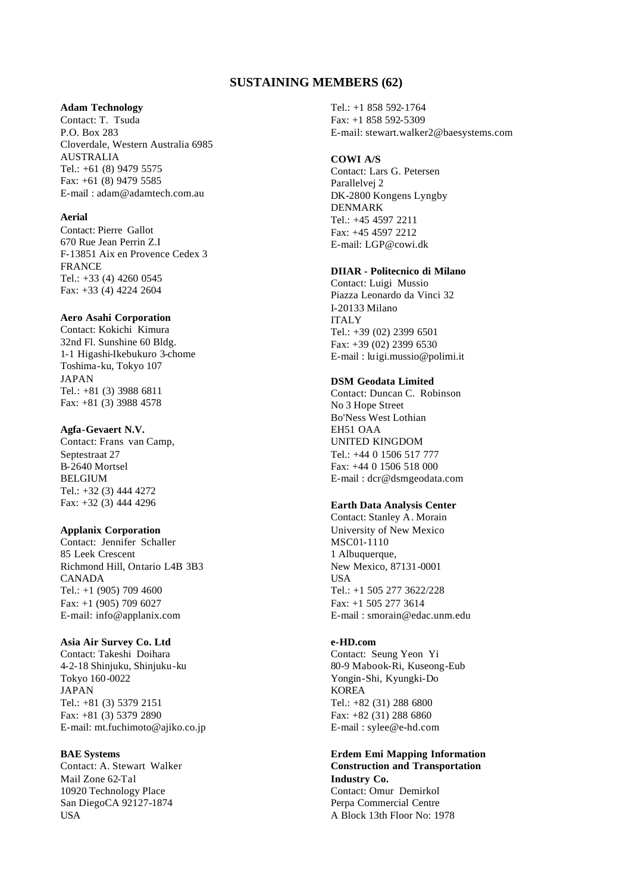## SUSTAINING MEMBERS (62)

**Adam Technology**
Contact: T. Tsuda
P.O. Box 283
Cloverdale, Western Australia 6985
AUSTRALIA
Tel.: +61 (8) 9479 5575
Fax: +61 (8) 9479 5585
E-mail : adam@adamtech.com.au

**Aerial**
Contact: Pierre Gallot
670 Rue Jean Perrin Z.I
F-13851 Aix en Provence Cedex 3
FRANCE
Tel.: +33 (4) 4260 0545
Fax: +33 (4) 4224 2604

**Aero Asahi Corporation**
Contact: Kokichi Kimura
32nd Fl. Sunshine 60 Bldg.
1-1 Higashi-Ikebukuro 3-chome
Toshima-ku, Tokyo 107
JAPAN
Tel.: +81 (3) 3988 6811
Fax: +81 (3) 3988 4578

**Agfa-Gevaert N.V.**
Contact: Frans van Camp,
Septestraat 27
B-2640 Mortsel
BELGIUM
Tel.: +32 (3) 444 4272
Fax: +32 (3) 444 4296

**Applanix Corporation**
Contact: Jennifer Schaller
85 Leek Crescent
Richmond Hill, Ontario L4B 3B3
CANADA
Tel.: +1 (905) 709 4600
Fax: +1 (905) 709 6027
E-mail: info@applanix.com

**Asia Air Survey Co. Ltd**
Contact: Takeshi Doihara
4-2-18 Shinjuku, Shinjuku-ku
Tokyo 160-0022
JAPAN
Tel.: +81 (3) 5379 2151
Fax: +81 (3) 5379 2890
E-mail: mt.fuchimoto@ajiko.co.jp

**BAE Systems**
Contact: A. Stewart Walker
Mail Zone 62-Tal
10920 Technology Place
San DiegoCA 92127-1874
USA
Tel.: +1 858 592-1764
Fax: +1 858 592-5309
E-mail: stewart.walker2@baesystems.com

**COWI A/S**
Contact: Lars G. Petersen
Parallelvej 2
DK-2800 Kongens Lyngby
DENMARK
Tel.: +45 4597 2211
Fax: +45 4597 2212
E-mail: LGP@cowi.dk

**DIIAR - Politecnico di Milano**
Contact: Luigi Mussio
Piazza Leonardo da Vinci 32
I-20133 Milano
ITALY
Tel.: +39 (02) 2399 6501
Fax: +39 (02) 2399 6530
E-mail : luigi.mussio@polimi.it

**DSM Geodata Limited**
Contact: Duncan C. Robinson
No 3 Hope Street
Bo'Ness West Lothian
EH51 OAA
UNITED KINGDOM
Tel.: +44 0 1506 517 777
Fax: +44 0 1506 518 000
E-mail : dcr@dsmgeodata.com

**Earth Data Analysis Center**
Contact: Stanley A. Morain
University of New Mexico
MSC01-1110
1 Albuquerque,
New Mexico, 87131-0001
USA
Tel.: +1 505 277 3622/228
Fax: +1 505 277 3614
E-mail : smorain@edac.unm.edu

**e-HD.com**
Contact: Seung Yeon Yi
80-9 Mabook-Ri, Kuseong-Eub
Yongin-Shi, Kyungki-Do
KOREA
Tel.: +82 (31) 288 6800
Fax: +82 (31) 288 6860
E-mail : sylee@e-hd.com

**Erdem Emi Mapping Information Construction and Transportation Industry Co.**
Contact: Omur Demirkol
Perpa Commercial Centre
A Block 13th Floor No: 1978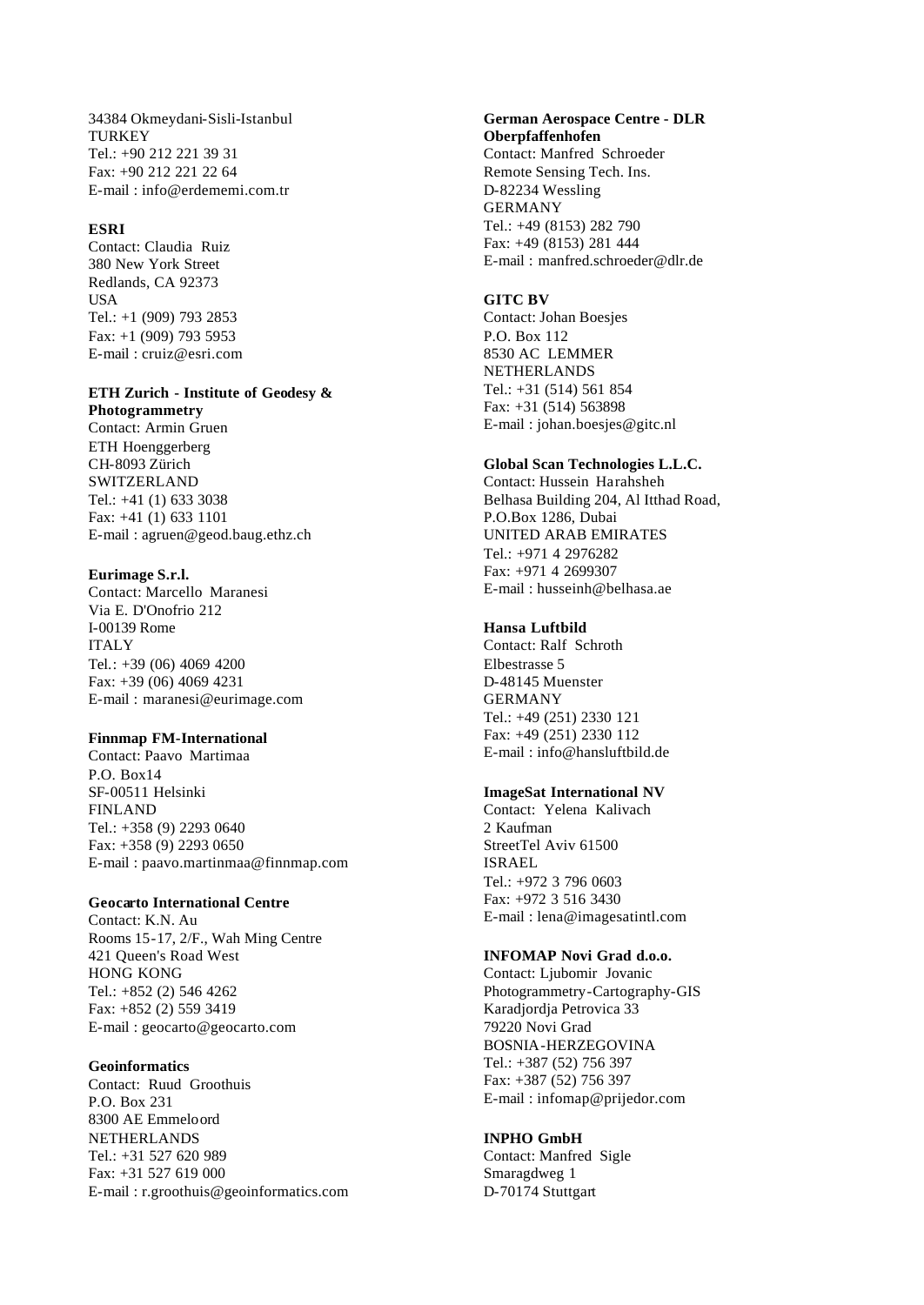34384 Okmeydani-Sisli-Istanbul
TURKEY
Tel.: +90 212 221 39 31
Fax: +90 212 221 22 64
E-mail : info@erdememi.com.tr

**ESRI**
Contact: Claudia Ruiz
380 New York Street
Redlands, CA 92373
USA
Tel.: +1 (909) 793 2853
Fax: +1 (909) 793 5953
E-mail : cruiz@esri.com

**ETH Zurich - Institute of Geodesy & Photogrammetry**
Contact: Armin Gruen
ETH Hoenggerberg
CH-8093 Zürich
SWITZERLAND
Tel.: +41 (1) 633 3038
Fax: +41 (1) 633 1101
E-mail : agruen@geod.baug.ethz.ch

**Eurimage S.r.l.**
Contact: Marcello Maranesi
Via E. D'Onofrio 212
I-00139 Rome
ITALY
Tel.: +39 (06) 4069 4200
Fax: +39 (06) 4069 4231
E-mail : maranesi@eurimage.com

**Finnmap FM-International**
Contact: Paavo Martimaa
P.O. Box14
SF-00511 Helsinki
FINLAND
Tel.: +358 (9) 2293 0640
Fax: +358 (9) 2293 0650
E-mail : paavo.martinmaa@finnmap.com

**Geocarto International Centre**
Contact: K.N. Au
Rooms 15-17, 2/F., Wah Ming Centre
421 Queen's Road West
HONG KONG
Tel.: +852 (2) 546 4262
Fax: +852 (2) 559 3419
E-mail : geocarto@geocarto.com

**Geoinformatics**
Contact: Ruud Groothuis
P.O. Box 231
8300 AE Emmeloord
NETHERLANDS
Tel.: +31 527 620 989
Fax: +31 527 619 000
E-mail : r.groothuis@geoinformatics.com

**German Aerospace Centre - DLR Oberpfaffenhofen**
Contact: Manfred Schroeder
Remote Sensing Tech. Ins.
D-82234 Wessling
GERMANY
Tel.: +49 (8153) 282 790
Fax: +49 (8153) 281 444
E-mail : manfred.schroeder@dlr.de

**GITC BV**
Contact: Johan Boesjes
P.O. Box 112
8530 AC LEMMER
NETHERLANDS
Tel.: +31 (514) 561 854
Fax: +31 (514) 563898
E-mail : johan.boesjes@gitc.nl

**Global Scan Technologies L.L.C.**
Contact: Hussein Harahsheh
Belhasa Building 204, Al Itthad Road,
P.O.Box 1286, Dubai
UNITED ARAB EMIRATES
Tel.: +971 4 2976282
Fax: +971 4 2699307
E-mail : husseinh@belhasa.ae

**Hansa Luftbild**
Contact: Ralf Schroth
Elbestrasse 5
D-48145 Muenster
GERMANY
Tel.: +49 (251) 2330 121
Fax: +49 (251) 2330 112
E-mail : info@hansluftbild.de

**ImageSat International NV**
Contact: Yelena Kalivach
2 Kaufman
StreetTel Aviv 61500
ISRAEL
Tel.: +972 3 796 0603
Fax: +972 3 516 3430
E-mail : lena@imagesatintl.com

**INFOMAP Novi Grad d.o.o.**
Contact: Ljubomir Jovanic
Photogrammetry-Cartography-GIS
Karadjordja Petrovica 33
79220 Novi Grad
BOSNIA-HERZEGOVINA
Tel.: +387 (52) 756 397
Fax: +387 (52) 756 397
E-mail : infomap@prijedor.com

**INPHO GmbH**
Contact: Manfred Sigle
Smaragdweg 1
D-70174 Stuttgart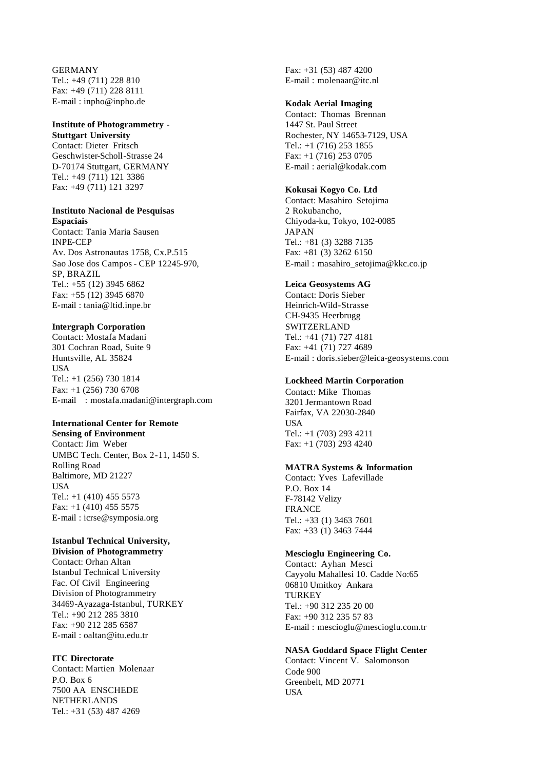GERMANY
Tel.: +49 (711) 228 810
Fax: +49 (711) 228 8111
E-mail : inpho@inpho.de

**Institute of Photogrammetry - Stuttgart University**
Contact: Dieter Fritsch
Geschwister-Scholl-Strasse 24
D-70174 Stuttgart, GERMANY
Tel.: +49 (711) 121 3386
Fax: +49 (711) 121 3297

**Instituto Nacional de Pesquisas Espaciais**
Contact: Tania Maria Sausen
INPE-CEP
Av. Dos Astronautas 1758, Cx.P.515
Sao Jose dos Campos - CEP 12245-970, SP, BRAZIL
Tel.: +55 (12) 3945 6862
Fax: +55 (12) 3945 6870
E-mail : tania@ltid.inpe.br

**Intergraph Corporation**
Contact: Mostafa Madani
301 Cochran Road, Suite 9
Huntsville, AL 35824
USA
Tel.: +1 (256) 730 1814
Fax: +1 (256) 730 6708
E-mail : mostafa.madani@intergraph.com

**International Center for Remote Sensing of Environment**
Contact: Jim Weber
UMBC Tech. Center, Box 2-11, 1450 S. Rolling Road
Baltimore, MD 21227
USA
Tel.: +1 (410) 455 5573
Fax: +1 (410) 455 5575
E-mail : icrse@symposia.org

**Istanbul Technical University, Division of Photogrammetry**
Contact: Orhan Altan
Istanbul Technical University
Fac. Of Civil Engineering
Division of Photogrammetry
34469-Ayazaga-Istanbul, TURKEY
Tel.: +90 212 285 3810
Fax: +90 212 285 6587
E-mail : oaltan@itu.edu.tr

**ITC Directorate**
Contact: Martien Molenaar
P.O. Box 6
7500 AA ENSCHEDE
NETHERLANDS
Tel.: +31 (53) 487 4269
Fax: +31 (53) 487 4200
E-mail : molenaar@itc.nl

**Kodak Aerial Imaging**
Contact: Thomas Brennan
1447 St. Paul Street
Rochester, NY 14653-7129, USA
Tel.: +1 (716) 253 1855
Fax: +1 (716) 253 0705
E-mail : aerial@kodak.com

**Kokusai Kogyo Co. Ltd**
Contact: Masahiro Setojima
2 Rokubancho,
Chiyoda-ku, Tokyo, 102-0085
JAPAN
Tel.: +81 (3) 3288 7135
Fax: +81 (3) 3262 6150
E-mail : masahiro_setojima@kkc.co.jp

**Leica Geosystems AG**
Contact: Doris Sieber
Heinrich-Wild-Strasse
CH-9435 Heerbrugg
SWITZERLAND
Tel.: +41 (71) 727 4181
Fax: +41 (71) 727 4689
E-mail : doris.sieber@leica-geosystems.com

**Lockheed Martin Corporation**
Contact: Mike Thomas
3201 Jermantown Road
Fairfax, VA 22030-2840
USA
Tel.: +1 (703) 293 4211
Fax: +1 (703) 293 4240

**MATRA Systems & Information**
Contact: Yves Lafevillade
P.O. Box 14
F-78142 Velizy
FRANCE
Tel.: +33 (1) 3463 7601
Fax: +33 (1) 3463 7444

**Mescioglu Engineering Co.**
Contact: Ayhan Mesci
Cayyolu Mahallesi 10. Cadde No:65
06810 Umitkoy Ankara
TURKEY
Tel.: +90 312 235 20 00
Fax: +90 312 235 57 83
E-mail : mescioglu@mescioglu.com.tr

**NASA Goddard Space Flight Center**
Contact: Vincent V. Salomonson
Code 900
Greenbelt, MD 20771
USA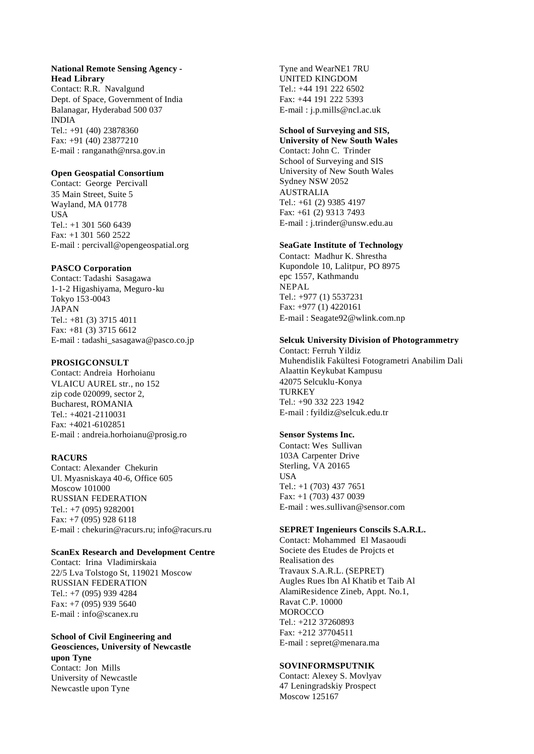**National Remote Sensing Agency - Head Library**
Contact: R.R. Navalgund
Dept. of Space, Government of India
Balanagar, Hyderabad 500 037
INDIA
Tel.: +91 (40) 23878360
Fax: +91 (40) 23877210
E-mail : ranganath@nrsa.gov.in

**Open Geospatial Consortium**
Contact: George Percivall
35 Main Street, Suite 5
Wayland, MA 01778
USA
Tel.: +1 301 560 6439
Fax: +1 301 560 2522
E-mail : percivall@opengeospatial.org

**PASCO Corporation**
Contact: Tadashi Sasagawa
1-1-2 Higashiyama, Meguro-ku
Tokyo 153-0043
JAPAN
Tel.: +81 (3) 3715 4011
Fax: +81 (3) 3715 6612
E-mail : tadashi_sasagawa@pasco.co.jp

**PROSIGCONSULT**
Contact: Andreia Horhoianu
VLAICU AUREL str., no 152
zip code 020099, sector 2,
Bucharest, ROMANIA
Tel.: +4021-2110031
Fax: +4021-6102851
E-mail : andreia.horhoianu@prosig.ro

**RACURS**
Contact: Alexander Chekurin
Ul. Myasniskaya 40-6, Office 605
Moscow 101000
RUSSIAN FEDERATION
Tel.: +7 (095) 9282001
Fax: +7 (095) 928 6118
E-mail : chekurin@racurs.ru; info@racurs.ru

**ScanEx Research and Development Centre**
Contact: Irina Vladimirskaia
22/5 Lva Tolstogo St, 119021 Moscow
RUSSIAN FEDERATION
Tel.: +7 (095) 939 4284
Fax: +7 (095) 939 5640
E-mail : info@scanex.ru

**School of Civil Engineering and Geosciences, University of Newcastle upon Tyne**
Contact: Jon Mills
University of Newcastle
Newcastle upon Tyne
Tyne and WearNE1 7RU
UNITED KINGDOM
Tel.: +44 191 222 6502
Fax: +44 191 222 5393
E-mail : j.p.mills@ncl.ac.uk

**School of Surveying and SIS, University of New South Wales**
Contact: John C. Trinder
School of Surveying and SIS
University of New South Wales
Sydney NSW 2052
AUSTRALIA
Tel.: +61 (2) 9385 4197
Fax: +61 (2) 9313 7493
E-mail : j.trinder@unsw.edu.au

**SeaGate Institute of Technology**
Contact: Madhur K. Shrestha
Kupondole 10, Lalitpur, PO 8975
epc 1557, Kathmandu
NEPAL
Tel.: +977 (1) 5537231
Fax: +977 (1) 4220161
E-mail : Seagate92@wlink.com.np

**Selcuk University Division of Photogrammetry**
Contact: Ferruh Yildiz
Muhendislik Fakültesi Fotogrametri Anabilim Dali
Alaattin Keykubat Kampusu
42075 Selcuklu-Konya
TURKEY
Tel.: +90 332 223 1942
E-mail : fyildiz@selcuk.edu.tr

**Sensor Systems Inc.**
Contact: Wes Sullivan
103A Carpenter Drive
Sterling, VA 20165
USA
Tel.: +1 (703) 437 7651
Fax: +1 (703) 437 0039
E-mail : wes.sullivan@sensor.com

**SEPRET Ingenieurs Conscils S.A.R.L.**
Contact: Mohammed El Masaoudi
Societe des Etudes de Projcts et Realisation des
Travaux S.A.R.L. (SEPRET)
Augles Rues Ibn Al Khatib et Taib Al AlamiResidence Zineb, Appt. No.1,
Ravat C.P. 10000
MOROCCO
Tel.: +212 37260893
Fax: +212 37704511
E-mail : sepret@menara.ma

**SOVINFORMSPUTNIK**
Contact: Alexey S. Movlyav
47 Leningradskiy Prospect
Moscow 125167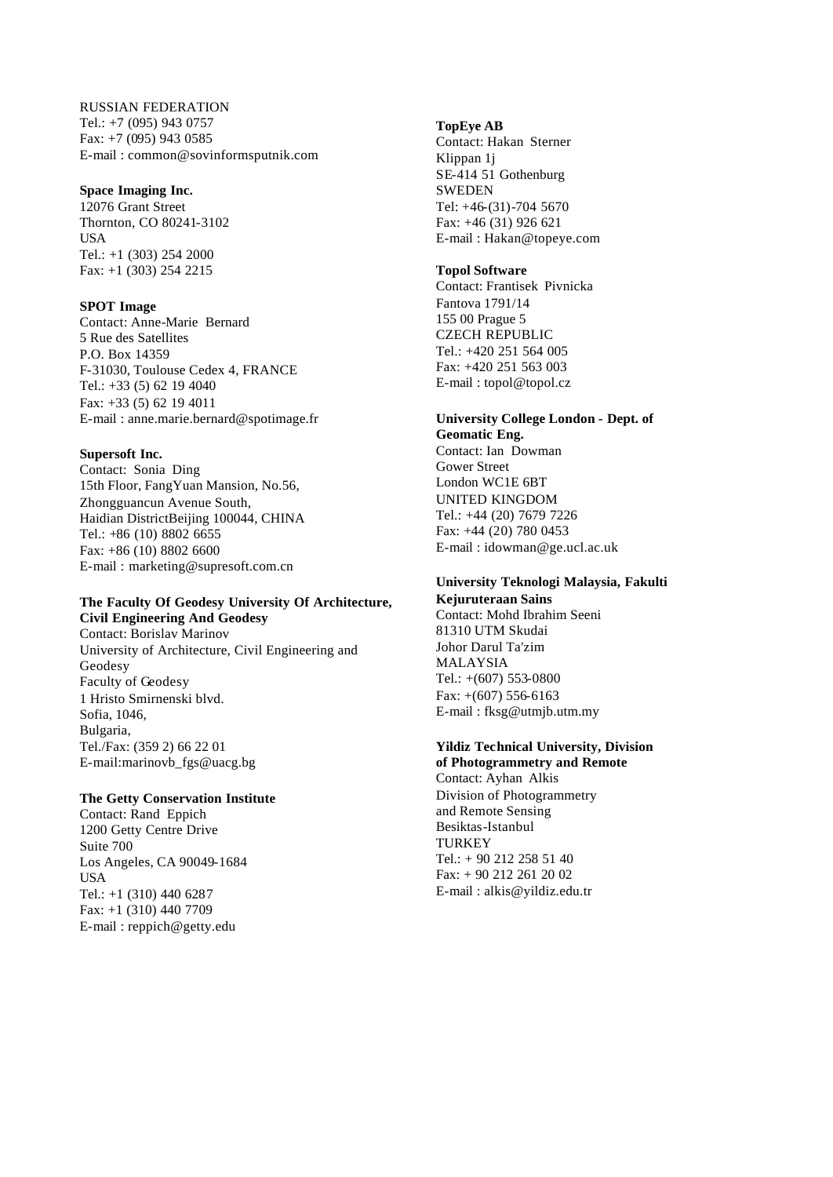RUSSIAN FEDERATION
Tel.: +7 (095) 943 0757
Fax: +7 (095) 943 0585
E-mail : common@sovinformsputnik.com

**Space Imaging Inc.**
12076 Grant Street
Thornton, CO 80241-3102
USA
Tel.: +1 (303) 254 2000
Fax: +1 (303) 254 2215

**SPOT Image**
Contact: Anne-Marie Bernard
5 Rue des Satellites
P.O. Box 14359
F-31030, Toulouse Cedex 4, FRANCE
Tel.: +33 (5) 62 19 4040
Fax: +33 (5) 62 19 4011
E-mail : anne.marie.bernard@spotimage.fr

**Supersoft Inc.**
Contact: Sonia Ding
15th Floor, FangYuan Mansion, No.56,
Zhongguancun Avenue South,
Haidian DistrictBeijing 100044, CHINA
Tel.: +86 (10) 8802 6655
Fax: +86 (10) 8802 6600
E-mail : marketing@supresoft.com.cn

**The Faculty Of Geodesy University Of Architecture, Civil Engineering And Geodesy**
Contact: Borislav Marinov
University of Architecture, Civil Engineering and Geodesy
Faculty of Geodesy
1 Hristo Smirnenski blvd.
Sofia, 1046,
Bulgaria,
Tel./Fax: (359 2) 66 22 01
E-mail:marinovb_fgs@uacg.bg

**The Getty Conservation Institute**
Contact: Rand Eppich
1200 Getty Centre Drive
Suite 700
Los Angeles, CA 90049-1684
USA
Tel.: +1 (310) 440 6287
Fax: +1 (310) 440 7709
E-mail : reppich@getty.edu

**TopEye AB**
Contact: Hakan Sterner
Klippan 1j
SE-414 51 Gothenburg
SWEDEN
Tel: +46-(31)-704 5670
Fax: +46 (31) 926 621
E-mail : Hakan@topeye.com

**Topol Software**
Contact: Frantisek Pivnicka
Fantova 1791/14
155 00 Prague 5
CZECH REPUBLIC
Tel.: +420 251 564 005
Fax: +420 251 563 003
E-mail : topol@topol.cz

**University College London - Dept. of Geomatic Eng.**
Contact: Ian Dowman
Gower Street
London WC1E 6BT
UNITED KINGDOM
Tel.: +44 (20) 7679 7226
Fax: +44 (20) 780 0453
E-mail : idowman@ge.ucl.ac.uk

**University Teknologi Malaysia, Fakulti Kejuruteraan Sains**
Contact: Mohd Ibrahim Seeni
81310 UTM Skudai
Johor Darul Ta'zim
MALAYSIA
Tel.: +(607) 553-0800
Fax: +(607) 556-6163
E-mail : fksg@utmjb.utm.my

**Yildiz Technical University, Division of Photogrammetry and Remote**
Contact: Ayhan Alkis
Division of Photogrammetry
and Remote Sensing
Besiktas-Istanbul
TURKEY
Tel.: + 90 212 258 51 40
Fax: + 90 212 261 20 02
E-mail : alkis@yildiz.edu.tr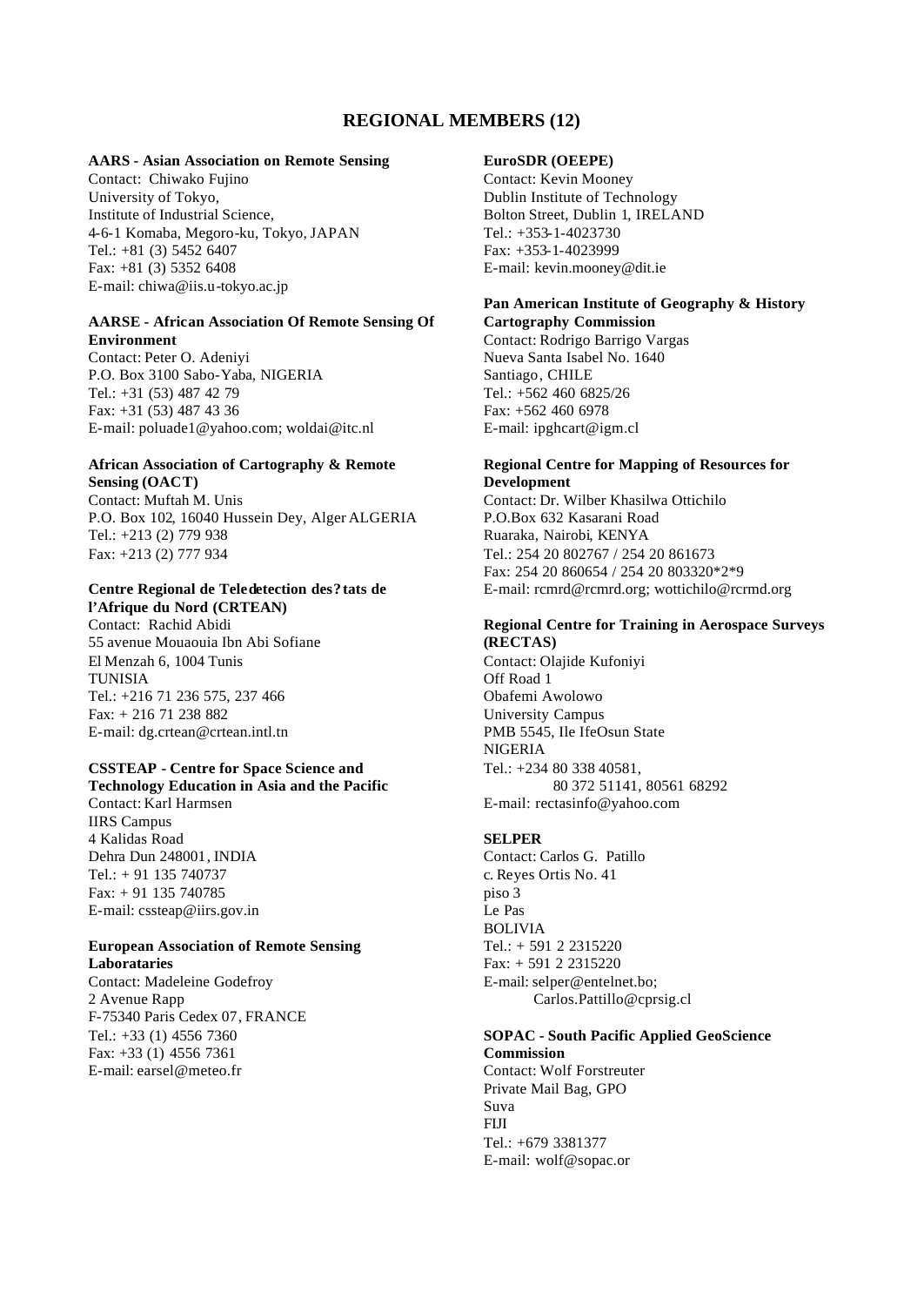## REGIONAL MEMBERS (12)

**AARS - Asian Association on Remote Sensing**
Contact: Chiwako Fujino
University of Tokyo,
Institute of Industrial Science,
4-6-1 Komaba, Megoro-ku, Tokyo, JAPAN
Tel.: +81 (3) 5452 6407
Fax: +81 (3) 5352 6408
E-mail: chiwa@iis.u-tokyo.ac.jp

**AARSE - African Association Of Remote Sensing Of Environment**
Contact: Peter O. Adeniyi
P.O. Box 3100 Sabo-Yaba, NIGERIA
Tel.: +31 (53) 487 42 79
Fax: +31 (53) 487 43 36
E-mail: poluade1@yahoo.com; woldai@itc.nl

**African Association of Cartography & Remote Sensing (OACT)**
Contact: Muftah M. Unis
P.O. Box 102, 16040 Hussein Dey, Alger ALGERIA
Tel.: +213 (2) 779 938
Fax: +213 (2) 777 934

**Centre Regional de Teledetection des?tats de l'Afrique du Nord (CRTEAN)**
Contact: Rachid Abidi
55 avenue Mouaouia Ibn Abi Sofiane
El Menzah 6, 1004 Tunis
TUNISIA
Tel.: +216 71 236 575, 237 466
Fax: + 216 71 238 882
E-mail: dg.crtean@crtean.intl.tn

**CSSTEAP - Centre for Space Science and Technology Education in Asia and the Pacific**
Contact: Karl Harmsen
IIRS Campus
4 Kalidas Road
Dehra Dun 248001, INDIA
Tel.: + 91 135 740737
Fax: + 91 135 740785
E-mail: cssteap@iirs.gov.in

**European Association of Remote Sensing Laboratories**
Contact: Madeleine Godefroy
2 Avenue Rapp
F-75340 Paris Cedex 07, FRANCE
Tel.: +33 (1) 4556 7360
Fax: +33 (1) 4556 7361
E-mail: earsel@meteo.fr

**EuroSDR (OEEPE)**
Contact: Kevin Mooney
Dublin Institute of Technology
Bolton Street, Dublin 1, IRELAND
Tel.: +353-1-4023730
Fax: +353-1-4023999
E-mail: kevin.mooney@dit.ie

**Pan American Institute of Geography & History Cartography Commission**
Contact: Rodrigo Barrigo Vargas
Nueva Santa Isabel No. 1640
Santiago, CHILE
Tel.: +562 460 6825/26
Fax: +562 460 6978
E-mail: ipghcart@igm.cl

**Regional Centre for Mapping of Resources for Development**
Contact: Dr. Wilber Khasilwa Ottichilo
P.O.Box 632 Kasarani Road
Ruaraka, Nairobi, KENYA
Tel.: 254 20 802767 / 254 20 861673
Fax: 254 20 860654 / 254 20 803320*2*9
E-mail: rcmrd@rcmrd.org; wottichilo@rcrmd.org

**Regional Centre for Training in Aerospace Surveys (RECTAS)**
Contact: Olajide Kufoniyi
Off Road 1
Obafemi Awolowo
University Campus
PMB 5545, Ile IfeOsun State
NIGERIA
Tel.: +234 80 338 40581,
80 372 51141, 80561 68292
E-mail: rectasinfo@yahoo.com

**SELPER**
Contact: Carlos G. Patillo
c. Reyes Ortis No. 41
piso 3
Le Pas
BOLIVIA
Tel.: + 591 2 2315220
Fax: + 591 2 2315220
E-mail: selper@entelnet.bo;
Carlos.Pattillo@cprsig.cl

**SOPAC - South Pacific Applied GeoScience Commission**
Contact: Wolf Forstreuter
Private Mail Bag, GPO
Suva
FIJI
Tel.: +679 3381377
E-mail: wolf@sopac.or